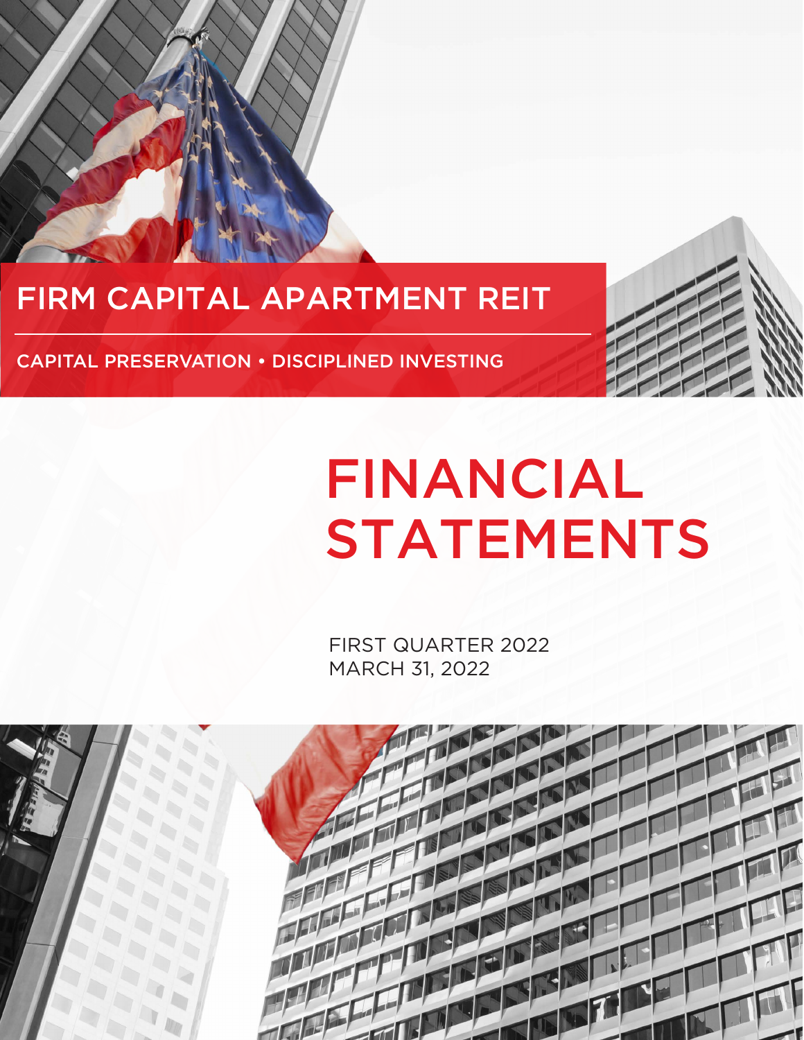# FIRM CAPITAL APARTMENT REIT

CAPITAL PRESERVATION • DISCIPLINED INVESTING

# FINANCIAL STATEMENTS

FIRST QUARTER 2022
MARCH 31, 2022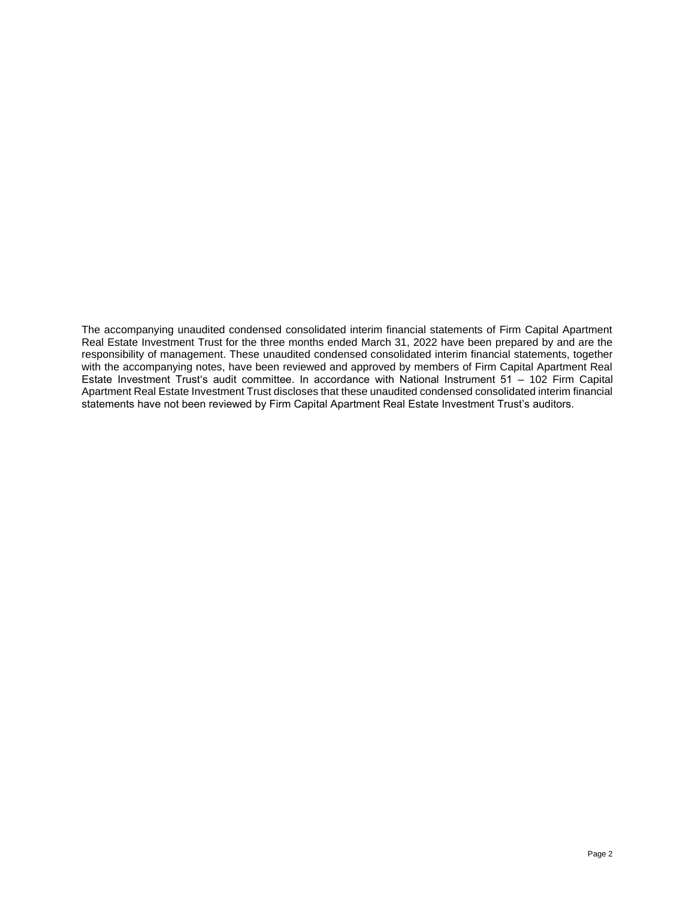The accompanying unaudited condensed consolidated interim financial statements of Firm Capital Apartment Real Estate Investment Trust for the three months ended March 31, 2022 have been prepared by and are the responsibility of management. These unaudited condensed consolidated interim financial statements, together with the accompanying notes, have been reviewed and approved by members of Firm Capital Apartment Real Estate Investment Trust's audit committee. In accordance with National Instrument 51 – 102 Firm Capital Apartment Real Estate Investment Trust discloses that these unaudited condensed consolidated interim financial statements have not been reviewed by Firm Capital Apartment Real Estate Investment Trust's auditors.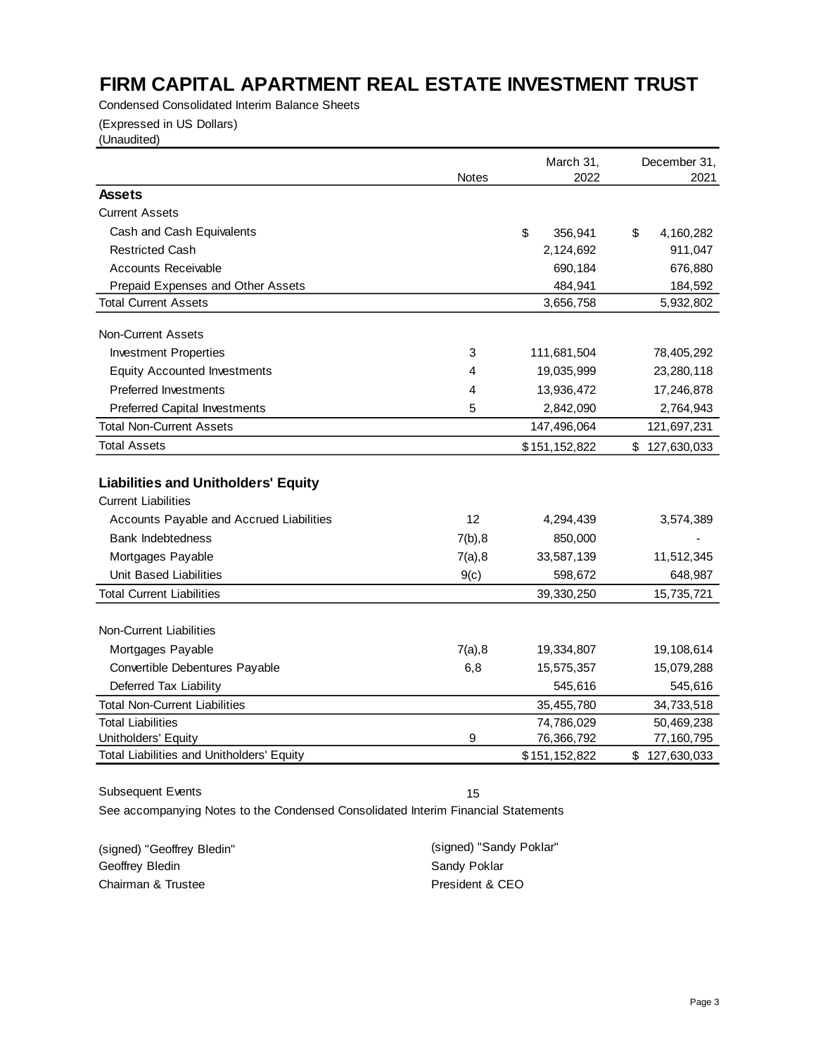# FIRM CAPITAL APARTMENT REAL ESTATE INVESTMENT TRUST

Condensed Consolidated Interim Balance Sheets

(Expressed in US Dollars)

(Unaudited)

| | Notes | March 31, 2022 | December 31, 2021 |
|---|---|---|---|
| **Assets** | | | |
| Current Assets | | | |
| Cash and Cash Equivalents | | $ 356,941 | $ 4,160,282 |
| Restricted Cash | | 2,124,692 | 911,047 |
| Accounts Receivable | | 690,184 | 676,880 |
| Prepaid Expenses and Other Assets | | 484,941 | 184,592 |
| Total Current Assets | | 3,656,758 | 5,932,802 |
| | | | |
| Non-Current Assets | | | |
| Investment Properties | 3 | 111,681,504 | 78,405,292 |
| Equity Accounted Investments | 4 | 19,035,999 | 23,280,118 |
| Preferred Investments | 4 | 13,936,472 | 17,246,878 |
| Preferred Capital Investments | 5 | 2,842,090 | 2,764,943 |
| Total Non-Current Assets | | 147,496,064 | 121,697,231 |
| Total Assets | | $ 151,152,822 | $ 127,630,033 |
| | | | |
| **Liabilities and Unitholders' Equity** | | | |
| Current Liabilities | | | |
| Accounts Payable and Accrued Liabilities | 12 | 4,294,439 | 3,574,389 |
| Bank Indebtedness | 7(b),8 | 850,000 | - |
| Mortgages Payable | 7(a),8 | 33,587,139 | 11,512,345 |
| Unit Based Liabilities | 9(c) | 598,672 | 648,987 |
| Total Current Liabilities | | 39,330,250 | 15,735,721 |
| | | | |
| Non-Current Liabilities | | | |
| Mortgages Payable | 7(a),8 | 19,334,807 | 19,108,614 |
| Convertible Debentures Payable | 6,8 | 15,575,357 | 15,079,288 |
| Deferred Tax Liability | | 545,616 | 545,616 |
| Total Non-Current Liabilities | | 35,455,780 | 34,733,518 |
| Total Liabilities | | 74,786,029 | 50,469,238 |
| Unitholders' Equity | 9 | 76,366,792 | 77,160,795 |
| Total Liabilities and Unitholders' Equity | | $ 151,152,822 | $ 127,630,033 |

Subsequent Events 15

See accompanying Notes to the Condensed Consolidated Interim Financial Statements

(signed) "Geoffrey Bledin"
Geoffrey Bledin
Chairman & Trustee

(signed) "Sandy Poklar"
Sandy Poklar
President & CEO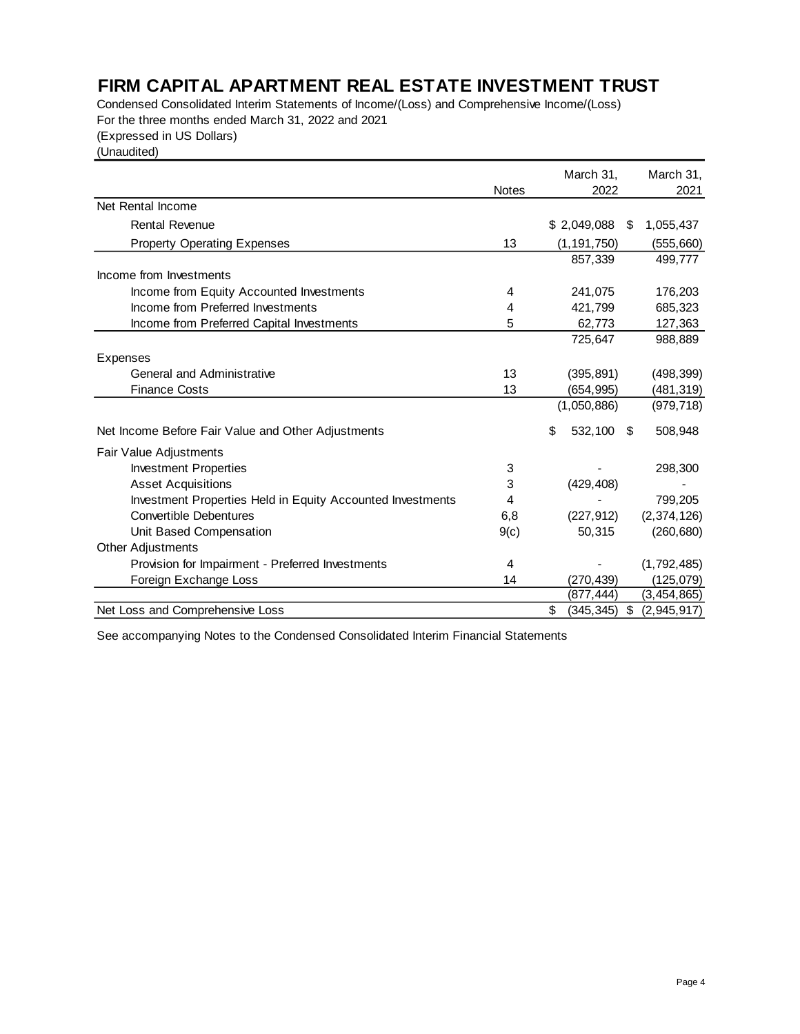# FIRM CAPITAL APARTMENT REAL ESTATE INVESTMENT TRUST

Condensed Consolidated Interim Statements of Income/(Loss) and Comprehensive Income/(Loss)
For the three months ended March 31, 2022 and 2021
(Expressed in US Dollars)
(Unaudited)

| | Notes | March 31, 2022 | March 31, 2021 |
|---|---|---|---|
| Net Rental Income | | | |
| Rental Revenue | | $ 2,049,088 | $ 1,055,437 |
| Property Operating Expenses | 13 | (1,191,750) | (555,660) |
| | | 857,339 | 499,777 |
| Income from Investments | | | |
| Income from Equity Accounted Investments | 4 | 241,075 | 176,203 |
| Income from Preferred Investments | 4 | 421,799 | 685,323 |
| Income from Preferred Capital Investments | 5 | 62,773 | 127,363 |
| | | 725,647 | 988,889 |
| Expenses | | | |
| General and Administrative | 13 | (395,891) | (498,399) |
| Finance Costs | 13 | (654,995) | (481,319) |
| | | (1,050,886) | (979,718) |
| Net Income Before Fair Value and Other Adjustments | | $ 532,100 | $ 508,948 |
| Fair Value Adjustments | | | |
| Investment Properties | 3 | - | 298,300 |
| Asset Acquisitions | 3 | (429,408) | - |
| Investment Properties Held in Equity Accounted Investments | 4 | - | 799,205 |
| Convertible Debentures | 6,8 | (227,912) | (2,374,126) |
| Unit Based Compensation | 9(c) | 50,315 | (260,680) |
| Other Adjustments | | | |
| Provision for Impairment - Preferred Investments | 4 | - | (1,792,485) |
| Foreign Exchange Loss | 14 | (270,439) | (125,079) |
| | | (877,444) | (3,454,865) |
| Net Loss and Comprehensive Loss | | $ (345,345) | $ (2,945,917) |

See accompanying Notes to the Condensed Consolidated Interim Financial Statements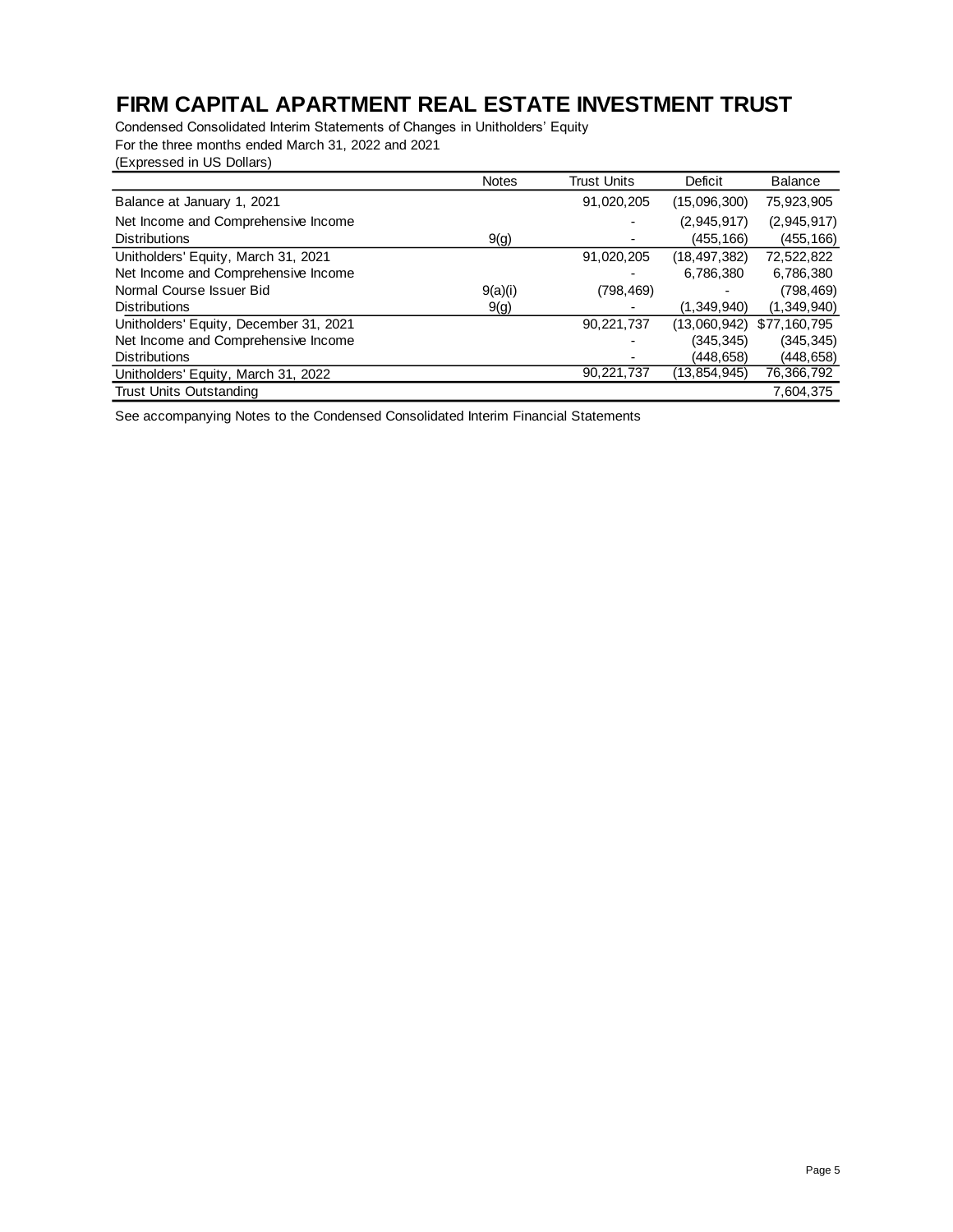# FIRM CAPITAL APARTMENT REAL ESTATE INVESTMENT TRUST

Condensed Consolidated Interim Statements of Changes in Unitholders' Equity
For the three months ended March 31, 2022 and 2021
(Expressed in US Dollars)

| | Notes | Trust Units | Deficit | Balance |
|---|---|---|---|---|
| Balance at January 1, 2021 | | 91,020,205 | (15,096,300) | 75,923,905 |
| Net Income and Comprehensive Income | | - | (2,945,917) | (2,945,917) |
| Distributions | 9(g) | - | (455,166) | (455,166) |
| Unitholders' Equity, March 31, 2021 | | 91,020,205 | (18,497,382) | 72,522,822 |
| Net Income and Comprehensive Income | | - | 6,786,380 | 6,786,380 |
| Normal Course Issuer Bid | 9(a)(i) | (798,469) | - | (798,469) |
| Distributions | 9(g) | - | (1,349,940) | (1,349,940) |
| Unitholders' Equity, December 31, 2021 | | 90,221,737 | (13,060,942) | $77,160,795 |
| Net Income and Comprehensive Income | | - | (345,345) | (345,345) |
| Distributions | | - | (448,658) | (448,658) |
| Unitholders' Equity, March 31, 2022 | | 90,221,737 | (13,854,945) | 76,366,792 |
| Trust Units Outstanding | | | | 7,604,375 |

See accompanying Notes to the Condensed Consolidated Interim Financial Statements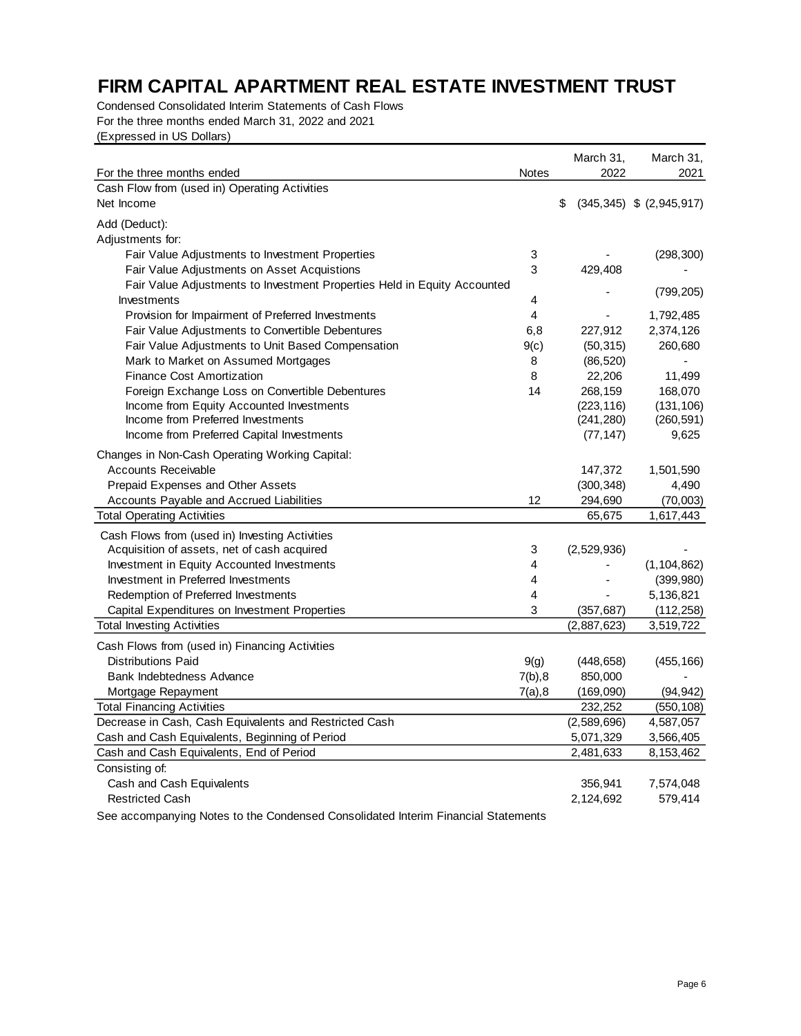# FIRM CAPITAL APARTMENT REAL ESTATE INVESTMENT TRUST

Condensed Consolidated Interim Statements of Cash Flows
For the three months ended March 31, 2022 and 2021
(Expressed in US Dollars)

| For the three months ended | Notes | March 31, 2022 | March 31, 2021 |
|---|---|---|---|
| **Cash Flow from (used in) Operating Activities** | | | |
| Net Income | | $ (345,345) | $ (2,945,917) |
| Add (Deduct): | | | |
| Adjustments for: | | | |
| Fair Value Adjustments to Investment Properties | 3 | - | (298,300) |
| Fair Value Adjustments on Asset Acquistions | 3 | 429,408 | - |
| Fair Value Adjustments to Investment Properties Held in Equity Accounted Investments | 4 | - | (799,205) |
| Provision for Impairment of Preferred Investments | 4 | - | 1,792,485 |
| Fair Value Adjustments to Convertible Debentures | 6,8 | 227,912 | 2,374,126 |
| Fair Value Adjustments to Unit Based Compensation | 9(c) | (50,315) | 260,680 |
| Mark to Market on Assumed Mortgages | 8 | (86,520) | - |
| Finance Cost Amortization | 8 | 22,206 | 11,499 |
| Foreign Exchange Loss on Convertible Debentures | 14 | 268,159 | 168,070 |
| Income from Equity Accounted Investments | | (223,116) | (131,106) |
| Income from Preferred Investments | | (241,280) | (260,591) |
| Income from Preferred Capital Investments | | (77,147) | 9,625 |
| Changes in Non-Cash Operating Working Capital: | | | |
| Accounts Receivable | | 147,372 | 1,501,590 |
| Prepaid Expenses and Other Assets | | (300,348) | 4,490 |
| Accounts Payable and Accrued Liabilities | 12 | 294,690 | (70,003) |
| **Total Operating Activities** | | 65,675 | 1,617,443 |
| **Cash Flows from (used in) Investing Activities** | | | |
| Acquisition of assets, net of cash acquired | 3 | (2,529,936) | - |
| Investment in Equity Accounted Investments | 4 | - | (1,104,862) |
| Investment in Preferred Investments | 4 | - | (399,980) |
| Redemption of Preferred Investments | 4 | - | 5,136,821 |
| Capital Expenditures on Investment Properties | 3 | (357,687) | (112,258) |
| **Total Investing Activities** | | (2,887,623) | 3,519,722 |
| **Cash Flows from (used in) Financing Activities** | | | |
| Distributions Paid | 9(g) | (448,658) | (455,166) |
| Bank Indebtedness Advance | 7(b),8 | 850,000 | - |
| Mortgage Repayment | 7(a),8 | (169,090) | (94,942) |
| **Total Financing Activities** | | 232,252 | (550,108) |
| Decrease in Cash, Cash Equivalents and Restricted Cash | | (2,589,696) | 4,587,057 |
| Cash and Cash Equivalents, Beginning of Period | | 5,071,329 | 3,566,405 |
| Cash and Cash Equivalents, End of Period | | 2,481,633 | 8,153,462 |
| Consisting of: | | | |
| Cash and Cash Equivalents | | 356,941 | 7,574,048 |
| Restricted Cash | | 2,124,692 | 579,414 |

See accompanying Notes to the Condensed Consolidated Interim Financial Statements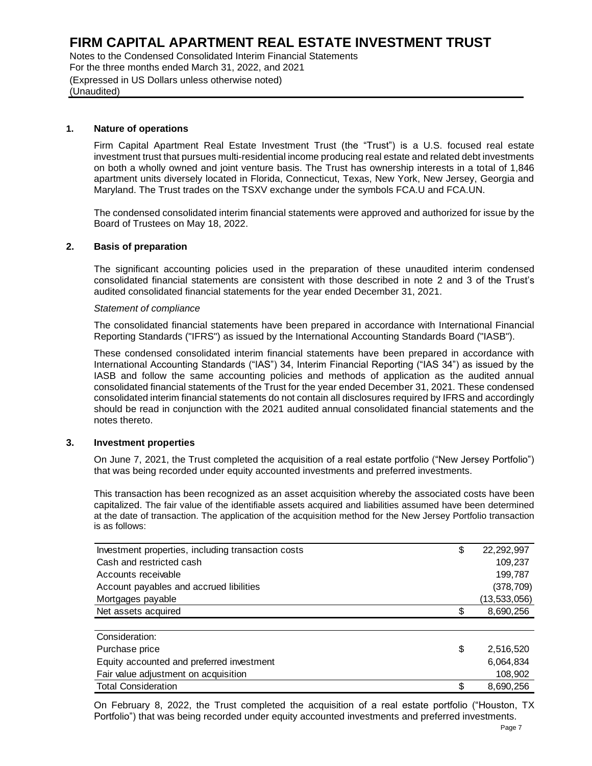# FIRM CAPITAL APARTMENT REAL ESTATE INVESTMENT TRUST

Notes to the Condensed Consolidated Interim Financial Statements
For the three months ended March 31, 2022, and 2021
(Expressed in US Dollars unless otherwise noted)
(Unaudited)

## 1. Nature of operations

Firm Capital Apartment Real Estate Investment Trust (the "Trust") is a U.S. focused real estate investment trust that pursues multi-residential income producing real estate and related debt investments on both a wholly owned and joint venture basis. The Trust has ownership interests in a total of 1,846 apartment units diversely located in Florida, Connecticut, Texas, New York, New Jersey, Georgia and Maryland. The Trust trades on the TSXV exchange under the symbols FCA.U and FCA.UN.

The condensed consolidated interim financial statements were approved and authorized for issue by the Board of Trustees on May 18, 2022.

## 2. Basis of preparation

The significant accounting policies used in the preparation of these unaudited interim condensed consolidated financial statements are consistent with those described in note 2 and 3 of the Trust's audited consolidated financial statements for the year ended December 31, 2021.

*Statement of compliance*

The consolidated financial statements have been prepared in accordance with International Financial Reporting Standards ("IFRS") as issued by the International Accounting Standards Board ("IASB").

These condensed consolidated interim financial statements have been prepared in accordance with International Accounting Standards ("IAS") 34, Interim Financial Reporting ("IAS 34") as issued by the IASB and follow the same accounting policies and methods of application as the audited annual consolidated financial statements of the Trust for the year ended December 31, 2021. These condensed consolidated interim financial statements do not contain all disclosures required by IFRS and accordingly should be read in conjunction with the 2021 audited annual consolidated financial statements and the notes thereto.

## 3. Investment properties

On June 7, 2021, the Trust completed the acquisition of a real estate portfolio ("New Jersey Portfolio") that was being recorded under equity accounted investments and preferred investments.

This transaction has been recognized as an asset acquisition whereby the associated costs have been capitalized. The fair value of the identifiable assets acquired and liabilities assumed have been determined at the date of transaction. The application of the acquisition method for the New Jersey Portfolio transaction is as follows:

| | | |
|---|---|---|
| Investment properties, including transaction costs | $ | 22,292,997 |
| Cash and restricted cash | | 109,237 |
| Accounts receivable | | 199,787 |
| Account payables and accrued liblities | | (378,709) |
| Mortgages payable | | (13,533,056) |
| Net assets acquired | $ | 8,690,256 |
| | | |
| Consideration: | | |
| Purchase price | $ | 2,516,520 |
| Equity accounted and preferred investment | | 6,064,834 |
| Fair value adjustment on acquisition | | 108,902 |
| Total Consideration | $ | 8,690,256 |

On February 8, 2022, the Trust completed the acquisition of a real estate portfolio ("Houston, TX Portfolio") that was being recorded under equity accounted investments and preferred investments.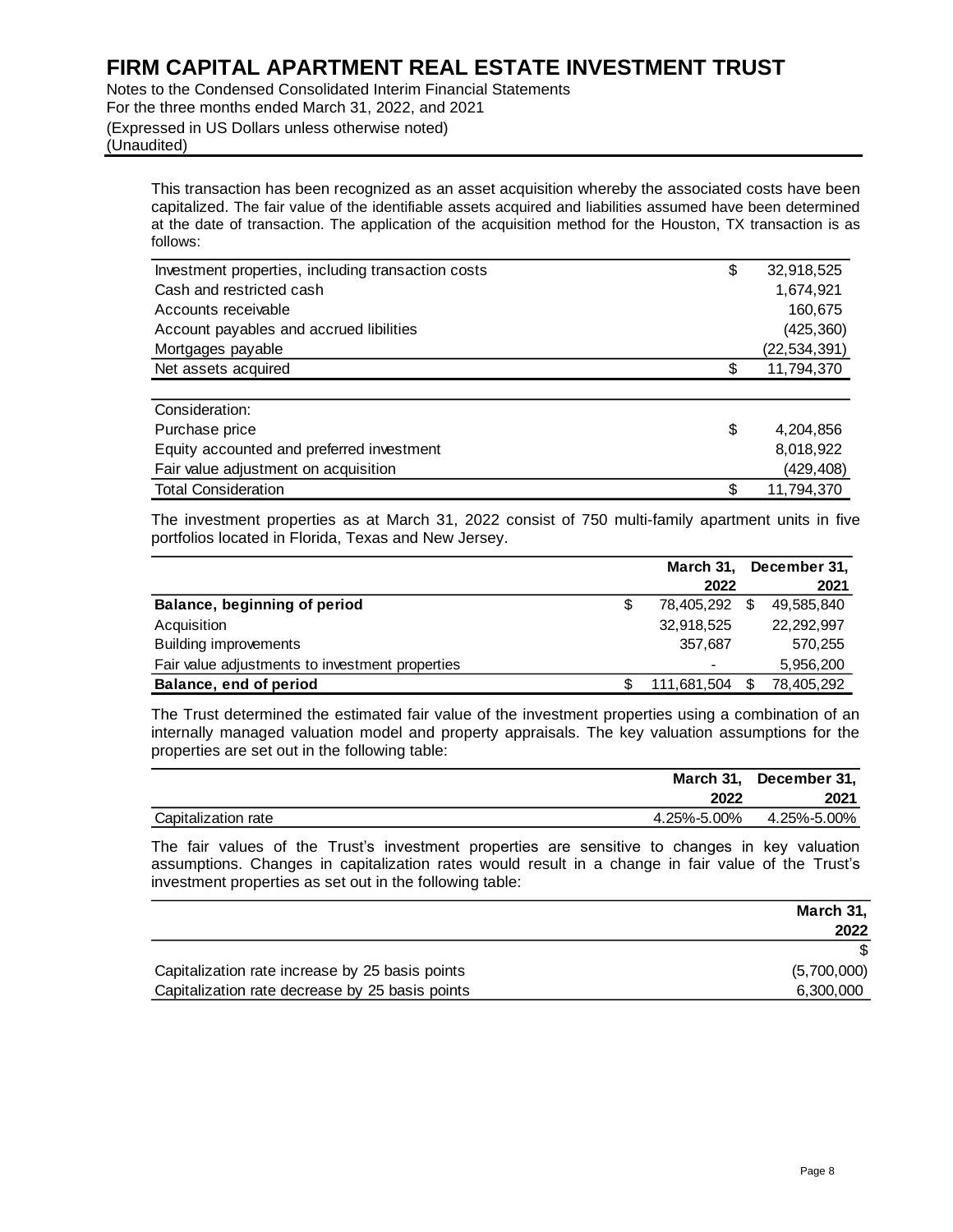This transaction has been recognized as an asset acquisition whereby the associated costs have been capitalized. The fair value of the identifiable assets acquired and liabilities assumed have been determined at the date of transaction. The application of the acquisition method for the Houston, TX transaction is as follows:

| | |
|---|---|
| Investment properties, including transaction costs | $ 32,918,525 |
| Cash and restricted cash | 1,674,921 |
| Accounts receivable | 160,675 |
| Account payables and accrued liabilities | (425,360) |
| Mortgages payable | (22,534,391) |
| Net assets acquired | $ 11,794,370 |

| | |
|---|---|
| Consideration: | |
| Purchase price | $ 4,204,856 |
| Equity accounted and preferred investment | 8,018,922 |
| Fair value adjustment on acquisition | (429,408) |
| Total Consideration | $ 11,794,370 |

The investment properties as at March 31, 2022 consist of 750 multi-family apartment units in five portfolios located in Florida, Texas and New Jersey.

| | March 31, 2022 | December 31, 2021 |
|---|---|---|
| **Balance, beginning of period** | $ 78,405,292 | $ 49,585,840 |
| Acquisition | 32,918,525 | 22,292,997 |
| Building improvements | 357,687 | 570,255 |
| Fair value adjustments to investment properties | - | 5,956,200 |
| **Balance, end of period** | $ 111,681,504 | $ 78,405,292 |

The Trust determined the estimated fair value of the investment properties using a combination of an internally managed valuation model and property appraisals. The key valuation assumptions for the properties are set out in the following table:

| | March 31, 2022 | December 31, 2021 |
|---|---|---|
| Capitalization rate | 4.25%-5.00% | 4.25%-5.00% |

The fair values of the Trust's investment properties are sensitive to changes in key valuation assumptions. Changes in capitalization rates would result in a change in fair value of the Trust's investment properties as set out in the following table:

| | March 31, 2022 |
|---|---|
| | $ |
| Capitalization rate increase by 25 basis points | (5,700,000) |
| Capitalization rate decrease by 25 basis points | 6,300,000 |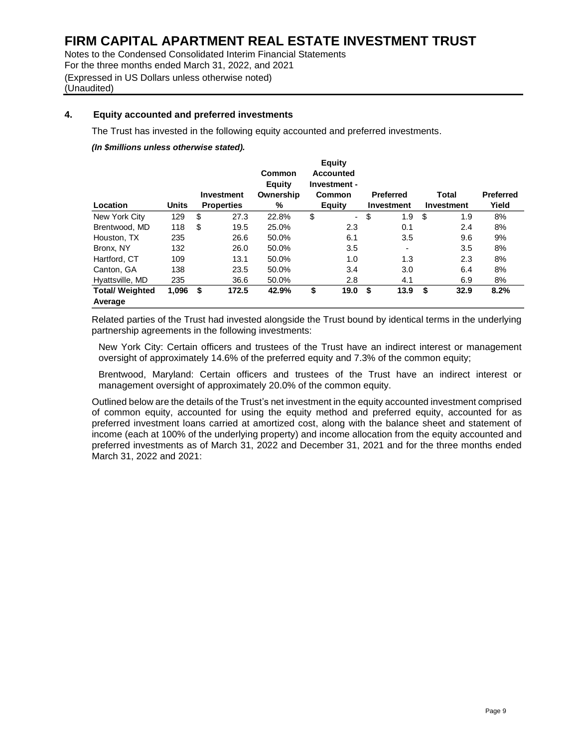## 4. Equity accounted and preferred investments

The Trust has invested in the following equity accounted and preferred investments.

***(In $millions unless otherwise stated).***

| Location | Units | Investment Properties | Common Equity Ownership % | Equity Accounted Investment - Common Equity | Preferred Investment | Total Investment | Preferred Yield |
|---|---|---|---|---|---|---|---|
| New York City | 129 | $ 27.3 | 22.8% | $ - | $ 1.9 | $ 1.9 | 8% |
| Brentwood, MD | 118 | $ 19.5 | 25.0% | 2.3 | 0.1 | 2.4 | 8% |
| Houston, TX | 235 | 26.6 | 50.0% | 6.1 | 3.5 | 9.6 | 9% |
| Bronx, NY | 132 | 26.0 | 50.0% | 3.5 | - | 3.5 | 8% |
| Hartford, CT | 109 | 13.1 | 50.0% | 1.0 | 1.3 | 2.3 | 8% |
| Canton, GA | 138 | 23.5 | 50.0% | 3.4 | 3.0 | 6.4 | 8% |
| Hyattsville, MD | 235 | 36.6 | 50.0% | 2.8 | 4.1 | 6.9 | 8% |
| **Total/ Weighted Average** | **1,096** | **$ 172.5** | **42.9%** | **$ 19.0** | **$ 13.9** | **$ 32.9** | **8.2%** |

Related parties of the Trust had invested alongside the Trust bound by identical terms in the underlying partnership agreements in the following investments:

New York City: Certain officers and trustees of the Trust have an indirect interest or management oversight of approximately 14.6% of the preferred equity and 7.3% of the common equity;

Brentwood, Maryland: Certain officers and trustees of the Trust have an indirect interest or management oversight of approximately 20.0% of the common equity.

Outlined below are the details of the Trust's net investment in the equity accounted investment comprised of common equity, accounted for using the equity method and preferred equity, accounted for as preferred investment loans carried at amortized cost, along with the balance sheet and statement of income (each at 100% of the underlying property) and income allocation from the equity accounted and preferred investments as of March 31, 2022 and December 31, 2021 and for the three months ended March 31, 2022 and 2021: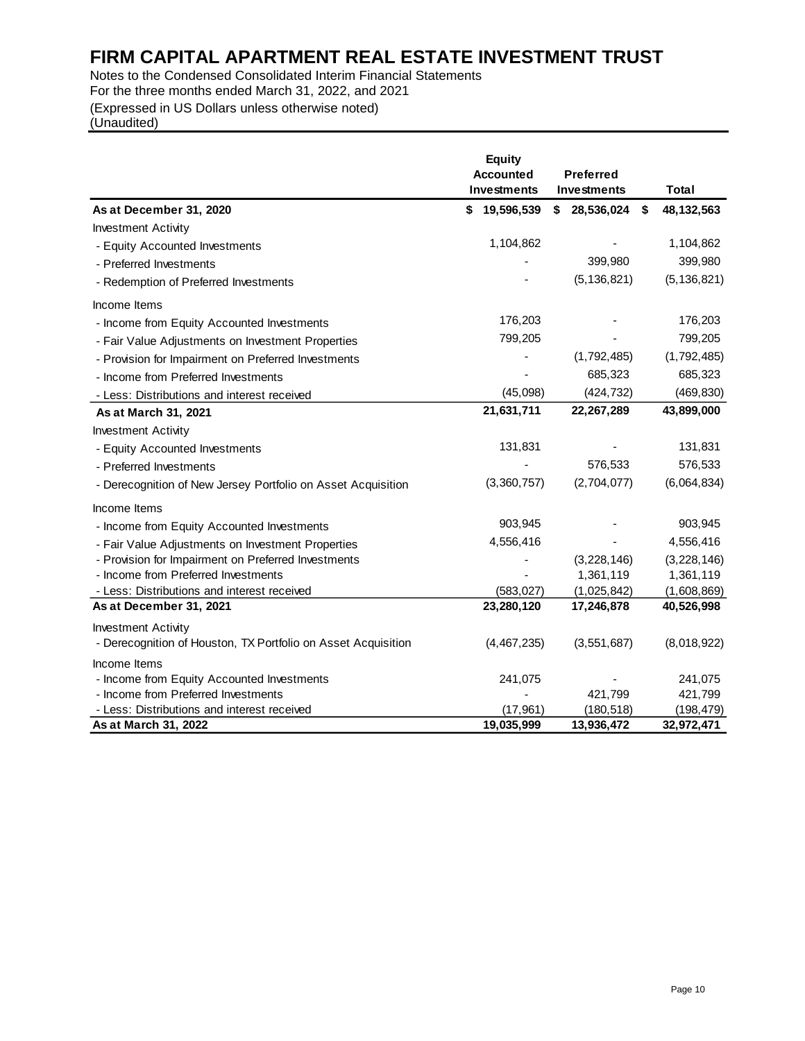# FIRM CAPITAL APARTMENT REAL ESTATE INVESTMENT TRUST

Notes to the Condensed Consolidated Interim Financial Statements
For the three months ended March 31, 2022, and 2021
(Expressed in US Dollars unless otherwise noted)
(Unaudited)

| | Equity Accounted Investments | Preferred Investments | Total |
|---|---|---|---|
| **As at December 31, 2020** | **$ 19,596,539** | **$ 28,536,024** | **$ 48,132,563** |
| Investment Activity | | | |
| - Equity Accounted Investments | 1,104,862 | - | 1,104,862 |
| - Preferred Investments | - | 399,980 | 399,980 |
| - Redemption of Preferred Investments | - | (5,136,821) | (5,136,821) |
| Income Items | | | |
| - Income from Equity Accounted Investments | 176,203 | - | 176,203 |
| - Fair Value Adjustments on Investment Properties | 799,205 | - | 799,205 |
| - Provision for Impairment on Preferred Investments | - | (1,792,485) | (1,792,485) |
| - Income from Preferred Investments | - | 685,323 | 685,323 |
| - Less: Distributions and interest received | (45,098) | (424,732) | (469,830) |
| **As at March 31, 2021** | **21,631,711** | **22,267,289** | **43,899,000** |
| Investment Activity | | | |
| - Equity Accounted Investments | 131,831 | - | 131,831 |
| - Preferred Investments | - | 576,533 | 576,533 |
| - Derecognition of New Jersey Portfolio on Asset Acquisition | (3,360,757) | (2,704,077) | (6,064,834) |
| Income Items | | | |
| - Income from Equity Accounted Investments | 903,945 | - | 903,945 |
| - Fair Value Adjustments on Investment Properties | 4,556,416 | - | 4,556,416 |
| - Provision for Impairment on Preferred Investments | - | (3,228,146) | (3,228,146) |
| - Income from Preferred Investments | - | 1,361,119 | 1,361,119 |
| - Less: Distributions and interest received | (583,027) | (1,025,842) | (1,608,869) |
| **As at December 31, 2021** | **23,280,120** | **17,246,878** | **40,526,998** |
| Investment Activity | | | |
| - Derecognition of Houston, TX Portfolio on Asset Acquisition | (4,467,235) | (3,551,687) | (8,018,922) |
| Income Items | | | |
| - Income from Equity Accounted Investments | 241,075 | - | 241,075 |
| - Income from Preferred Investments | - | 421,799 | 421,799 |
| - Less: Distributions and interest received | (17,961) | (180,518) | (198,479) |
| **As at March 31, 2022** | **19,035,999** | **13,936,472** | **32,972,471** |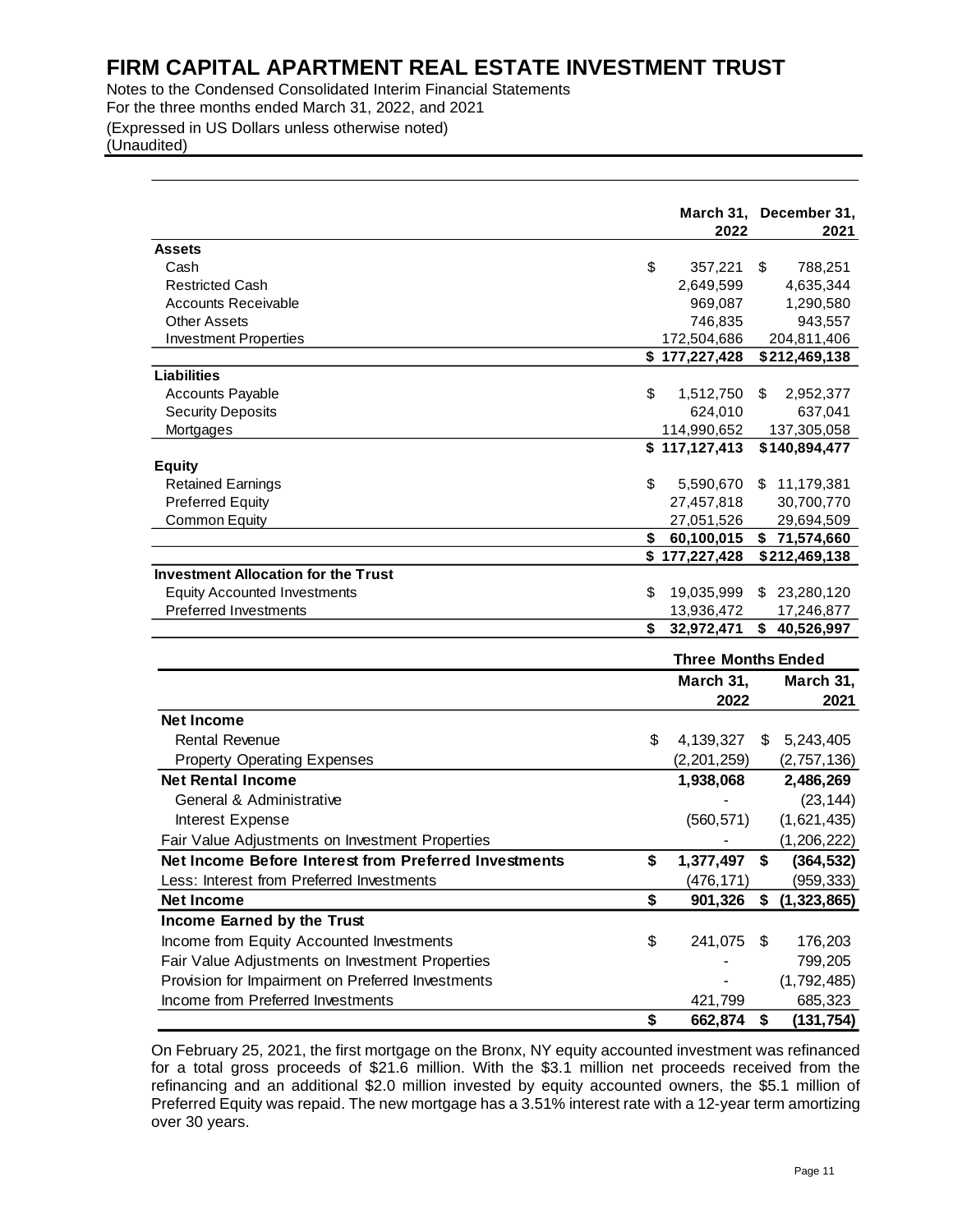# FIRM CAPITAL APARTMENT REAL ESTATE INVESTMENT TRUST

Notes to the Condensed Consolidated Interim Financial Statements
For the three months ended March 31, 2022, and 2021
(Expressed in US Dollars unless otherwise noted)
(Unaudited)

| | March 31, 2022 | December 31, 2021 |
|---|---|---|
| **Assets** | | |
| Cash | $ 357,221 | $ 788,251 |
| Restricted Cash | 2,649,599 | 4,635,344 |
| Accounts Receivable | 969,087 | 1,290,580 |
| Other Assets | 746,835 | 943,557 |
| Investment Properties | 172,504,686 | 204,811,406 |
| | $ 177,227,428 | $ 212,469,138 |
| **Liabilities** | | |
| Accounts Payable | $ 1,512,750 | $ 2,952,377 |
| Security Deposits | 624,010 | 637,041 |
| Mortgages | 114,990,652 | 137,305,058 |
| | $ 117,127,413 | $ 140,894,477 |
| **Equity** | | |
| Retained Earnings | $ 5,590,670 | $ 11,179,381 |
| Preferred Equity | 27,457,818 | 30,700,770 |
| Common Equity | 27,051,526 | 29,694,509 |
| | **$ 60,100,015** | **$ 71,574,660** |
| | $ 177,227,428 | $ 212,469,138 |
| **Investment Allocation for the Trust** | | |
| Equity Accounted Investments | $ 19,035,999 | $ 23,280,120 |
| Preferred Investments | 13,936,472 | 17,246,877 |
| | **$ 32,972,471** | **$ 40,526,997** |

| | Three Months Ended | |
|---|---|---|
| | March 31, 2022 | March 31, 2021 |
| **Net Income** | | |
| Rental Revenue | $ 4,139,327 | $ 5,243,405 |
| Property Operating Expenses | (2,201,259) | (2,757,136) |
| **Net Rental Income** | **1,938,068** | **2,486,269** |
| General & Administrative | - | (23,144) |
| Interest Expense | (560,571) | (1,621,435) |
| Fair Value Adjustments on Investment Properties | - | (1,206,222) |
| **Net Income Before Interest from Preferred Investments** | **$ 1,377,497** | **$ (364,532)** |
| Less: Interest from Preferred Investments | (476,171) | (959,333) |
| **Net Income** | **$ 901,326** | **$ (1,323,865)** |
| **Income Earned by the Trust** | | |
| Income from Equity Accounted Investments | $ 241,075 | $ 176,203 |
| Fair Value Adjustments on Investment Properties | - | 799,205 |
| Provision for Impairment on Preferred Investments | - | (1,792,485) |
| Income from Preferred Investments | 421,799 | 685,323 |
| | **$ 662,874** | **$ (131,754)** |

On February 25, 2021, the first mortgage on the Bronx, NY equity accounted investment was refinanced for a total gross proceeds of $21.6 million. With the $3.1 million net proceeds received from the refinancing and an additional $2.0 million invested by equity accounted owners, the $5.1 million of Preferred Equity was repaid. The new mortgage has a 3.51% interest rate with a 12-year term amortizing over 30 years.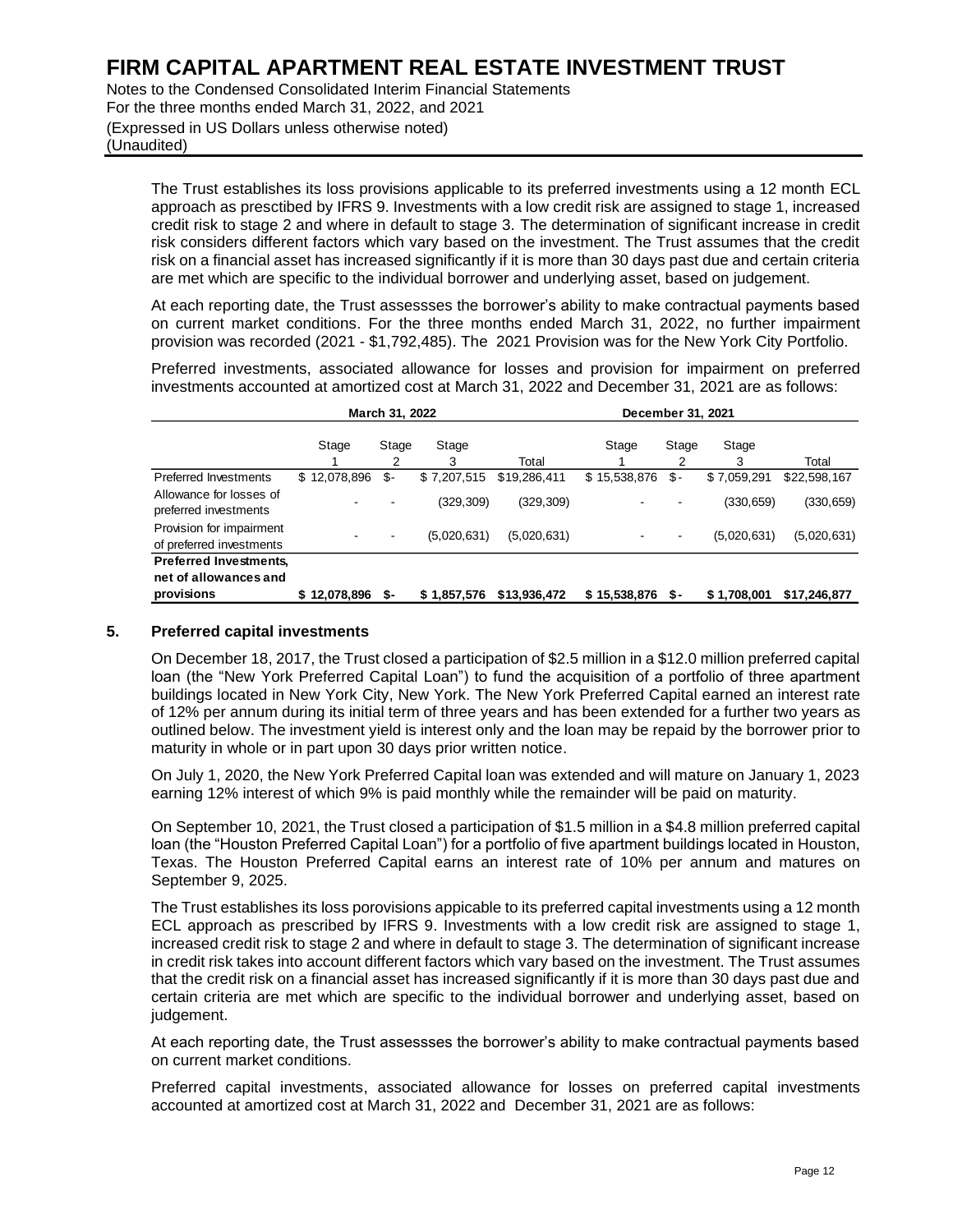The Trust establishes its loss provisions applicable to its preferred investments using a 12 month ECL approach as presctibed by IFRS 9. Investments with a low credit risk are assigned to stage 1, increased credit risk to stage 2 and where in default to stage 3. The determination of significant increase in credit risk considers different factors which vary based on the investment. The Trust assumes that the credit risk on a financial asset has increased significantly if it is more than 30 days past due and certain criteria are met which are specific to the individual borrower and underlying asset, based on judgement.

At each reporting date, the Trust assessses the borrower's ability to make contractual payments based on current market conditions. For the three months ended March 31, 2022, no further impairment provision was recorded (2021 - $1,792,485). The 2021 Provision was for the New York City Portfolio.

Preferred investments, associated allowance for losses and provision for impairment on preferred investments accounted at amortized cost at March 31, 2022 and December 31, 2021 are as follows:

| | March 31, 2022 | | | | December 31, 2021 | | | |
|---|---|---|---|---|---|---|---|---|
| | Stage 1 | Stage 2 | Stage 3 | Total | Stage 1 | Stage 2 | Stage 3 | Total |
| Preferred Investments | $ 12,078,896 | $- | $ 7,207,515 | $19,286,411 | $ 15,538,876 | $- | $ 7,059,291 | $22,598,167 |
| Allowance for losses of preferred investments | - | - | (329,309) | (329,309) | - | - | (330,659) | (330,659) |
| Provision for impairment of preferred investments | - | - | (5,020,631) | (5,020,631) | - | - | (5,020,631) | (5,020,631) |
| **Preferred Investments, net of allowances and provisions** | **$ 12,078,896** | **$-** | **$ 1,857,576** | **$13,936,472** | **$ 15,538,876** | **$-** | **$ 1,708,001** | **$17,246,877** |

## 5. Preferred capital investments

On December 18, 2017, the Trust closed a participation of $2.5 million in a $12.0 million preferred capital loan (the "New York Preferred Capital Loan") to fund the acquisition of a portfolio of three apartment buildings located in New York City, New York. The New York Preferred Capital earned an interest rate of 12% per annum during its initial term of three years and has been extended for a further two years as outlined below. The investment yield is interest only and the loan may be repaid by the borrower prior to maturity in whole or in part upon 30 days prior written notice.

On July 1, 2020, the New York Preferred Capital loan was extended and will mature on January 1, 2023 earning 12% interest of which 9% is paid monthly while the remainder will be paid on maturity.

On September 10, 2021, the Trust closed a participation of $1.5 million in a $4.8 million preferred capital loan (the "Houston Preferred Capital Loan") for a portfolio of five apartment buildings located in Houston, Texas. The Houston Preferred Capital earns an interest rate of 10% per annum and matures on September 9, 2025.

The Trust establishes its loss porovisions appicable to its preferred capital investments using a 12 month ECL approach as prescribed by IFRS 9. Investments with a low credit risk are assigned to stage 1, increased credit risk to stage 2 and where in default to stage 3. The determination of significant increase in credit risk takes into account different factors which vary based on the investment. The Trust assumes that the credit risk on a financial asset has increased significantly if it is more than 30 days past due and certain criteria are met which are specific to the individual borrower and underlying asset, based on judgement.

At each reporting date, the Trust assessses the borrower's ability to make contractual payments based on current market conditions.

Preferred capital investments, associated allowance for losses on preferred capital investments accounted at amortized cost at March 31, 2022 and December 31, 2021 are as follows: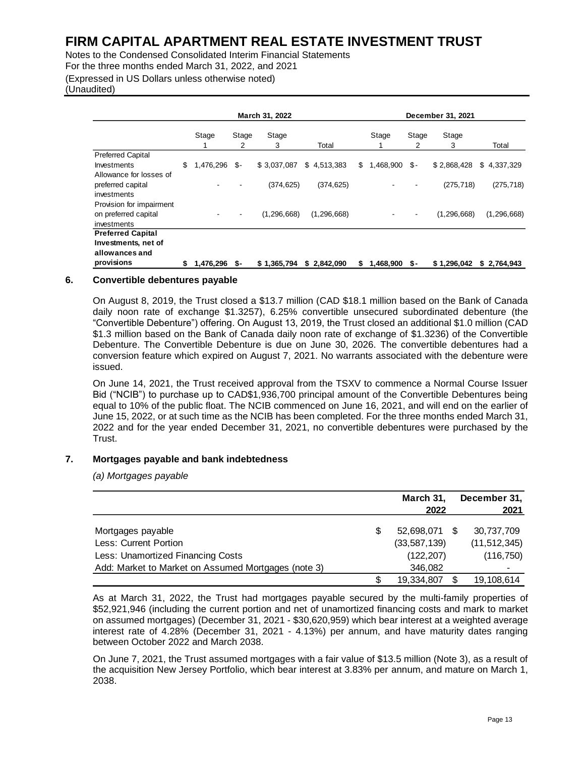| | March 31, 2022 | | | | December 31, 2021 | | | |
|---|---|---|---|---|---|---|---|---|
| | Stage 1 | Stage 2 | Stage 3 | Total | Stage 1 | Stage 2 | Stage 3 | Total |
| Preferred Capital Investments | $ 1,476,296 | $- | $ 3,037,087 | $ 4,513,383 | $ 1,468,900 | $- | $ 2,868,428 | $ 4,337,329 |
| Allowance for losses of preferred capital investments | - | - | (374,625) | (374,625) | - | - | (275,718) | (275,718) |
| Provision for impairment on preferred capital investments | - | - | (1,296,668) | (1,296,668) | - | - | (1,296,668) | (1,296,668) |
| **Preferred Capital Investments, net of allowances and provisions** | **$ 1,476,296** | **$-** | **$ 1,365,794** | **$ 2,842,090** | **$ 1,468,900** | **$-** | **$ 1,296,042** | **$ 2,764,943** |

## 6. Convertible debentures payable

On August 8, 2019, the Trust closed a $13.7 million (CAD $18.1 million based on the Bank of Canada daily noon rate of exchange $1.3257), 6.25% convertible unsecured subordinated debenture (the "Convertible Debenture") offering. On August 13, 2019, the Trust closed an additional $1.0 million (CAD $1.3 million based on the Bank of Canada daily noon rate of exchange of $1.3236) of the Convertible Debenture. The Convertible Debenture is due on June 30, 2026. The convertible debentures had a conversion feature which expired on August 7, 2021. No warrants associated with the debenture were issued.

On June 14, 2021, the Trust received approval from the TSXV to commence a Normal Course Issuer Bid ("NCIB") to purchase up to CAD$1,936,700 principal amount of the Convertible Debentures being equal to 10% of the public float. The NCIB commenced on June 16, 2021, and will end on the earlier of June 15, 2022, or at such time as the NCIB has been completed. For the three months ended March 31, 2022 and for the year ended December 31, 2021, no convertible debentures were purchased by the Trust.

## 7. Mortgages payable and bank indebtedness

*(a) Mortgages payable*

| | March 31, 2022 | December 31, 2021 |
|---|---|---|
| Mortgages payable | $ 52,698,071 | $ 30,737,709 |
| Less: Current Portion | (33,587,139) | (11,512,345) |
| Less: Unamortized Financing Costs | (122,207) | (116,750) |
| Add: Market to Market on Assumed Mortgages (note 3) | 346,082 | - |
| | $ 19,334,807 | $ 19,108,614 |

As at March 31, 2022, the Trust had mortgages payable secured by the multi-family properties of $52,921,946 (including the current portion and net of unamortized financing costs and mark to market on assumed mortgages) (December 31, 2021 - $30,620,959) which bear interest at a weighted average interest rate of 4.28% (December 31, 2021 - 4.13%) per annum, and have maturity dates ranging between October 2022 and March 2038.

On June 7, 2021, the Trust assumed mortgages with a fair value of $13.5 million (Note 3), as a result of the acquisition New Jersey Portfolio, which bear interest at 3.83% per annum, and mature on March 1, 2038.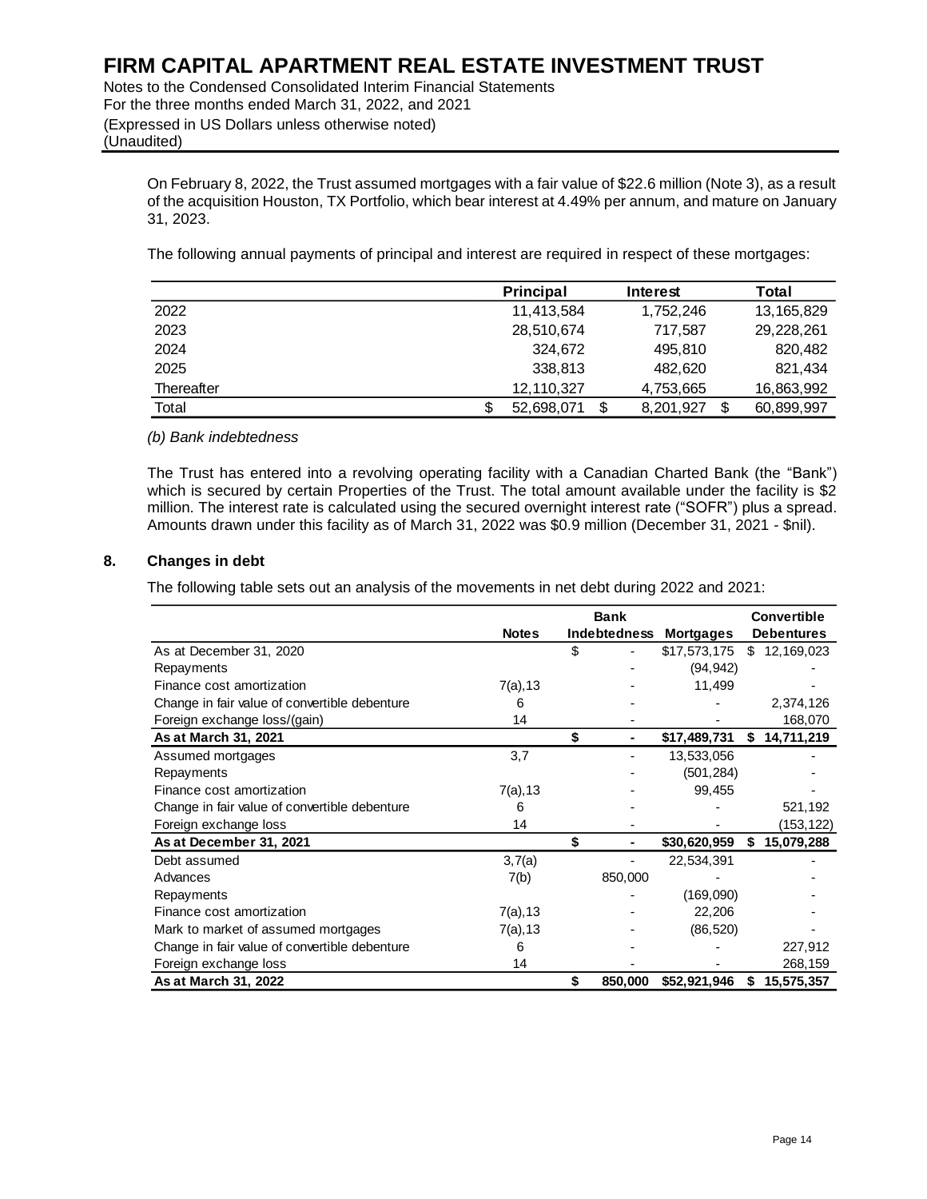On February 8, 2022, the Trust assumed mortgages with a fair value of $22.6 million (Note 3), as a result of the acquisition Houston, TX Portfolio, which bear interest at 4.49% per annum, and mature on January 31, 2023.

The following annual payments of principal and interest are required in respect of these mortgages:

| | Principal | Interest | Total |
|---|---|---|---|
| 2022 | 11,413,584 | 1,752,246 | 13,165,829 |
| 2023 | 28,510,674 | 717,587 | 29,228,261 |
| 2024 | 324,672 | 495,810 | 820,482 |
| 2025 | 338,813 | 482,620 | 821,434 |
| Thereafter | 12,110,327 | 4,753,665 | 16,863,992 |
| Total | $ 52,698,071 | $ 8,201,927 | $ 60,899,997 |

*(b) Bank indebtedness*

The Trust has entered into a revolving operating facility with a Canadian Charted Bank (the "Bank") which is secured by certain Properties of the Trust. The total amount available under the facility is $2 million. The interest rate is calculated using the secured overnight interest rate ("SOFR") plus a spread. Amounts drawn under this facility as of March 31, 2022 was $0.9 million (December 31, 2021 - $nil).

## 8. Changes in debt

The following table sets out an analysis of the movements in net debt during 2022 and 2021:

| | Notes | Bank Indebtedness | Mortgages | Convertible Debentures |
|---|---|---|---|---|
| As at December 31, 2020 | | $ - | $17,573,175 | $ 12,169,023 |
| Repayments | | - | (94,942) | - |
| Finance cost amortization | 7(a),13 | - | 11,499 | - |
| Change in fair value of convertible debenture | 6 | - | - | 2,374,126 |
| Foreign exchange loss/(gain) | 14 | - | - | 168,070 |
| **As at March 31, 2021** | | **$ -** | **$17,489,731** | **$ 14,711,219** |
| Assumed mortgages | 3,7 | - | 13,533,056 | - |
| Repayments | | - | (501,284) | - |
| Finance cost amortization | 7(a),13 | - | 99,455 | - |
| Change in fair value of convertible debenture | 6 | - | - | 521,192 |
| Foreign exchange loss | 14 | - | - | (153,122) |
| **As at December 31, 2021** | | **$ -** | **$30,620,959** | **$ 15,079,288** |
| Debt assumed | 3,7(a) | - | 22,534,391 | - |
| Advances | 7(b) | 850,000 | - | - |
| Repayments | | - | (169,090) | - |
| Finance cost amortization | 7(a),13 | - | 22,206 | - |
| Mark to market of assumed mortgages | 7(a),13 | - | (86,520) | - |
| Change in fair value of convertible debenture | 6 | - | - | 227,912 |
| Foreign exchange loss | 14 | - | - | 268,159 |
| **As at March 31, 2022** | | **$ 850,000** | **$52,921,946** | **$ 15,575,357** |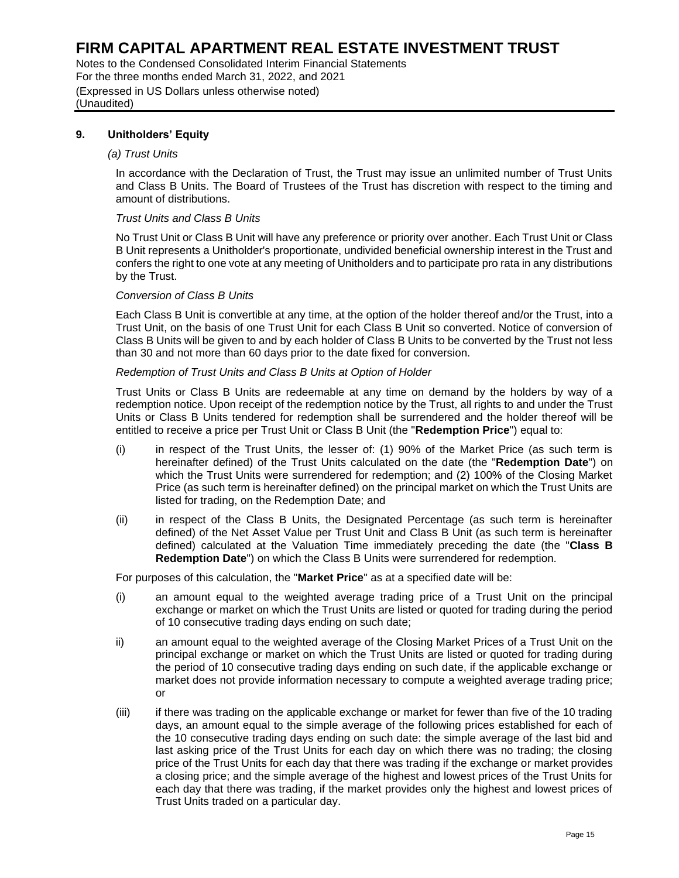## 9. Unitholders' Equity

*(a) Trust Units*

In accordance with the Declaration of Trust, the Trust may issue an unlimited number of Trust Units and Class B Units. The Board of Trustees of the Trust has discretion with respect to the timing and amount of distributions.

*Trust Units and Class B Units*

No Trust Unit or Class B Unit will have any preference or priority over another. Each Trust Unit or Class B Unit represents a Unitholder's proportionate, undivided beneficial ownership interest in the Trust and confers the right to one vote at any meeting of Unitholders and to participate pro rata in any distributions by the Trust.

*Conversion of Class B Units*

Each Class B Unit is convertible at any time, at the option of the holder thereof and/or the Trust, into a Trust Unit, on the basis of one Trust Unit for each Class B Unit so converted. Notice of conversion of Class B Units will be given to and by each holder of Class B Units to be converted by the Trust not less than 30 and not more than 60 days prior to the date fixed for conversion.

*Redemption of Trust Units and Class B Units at Option of Holder*

Trust Units or Class B Units are redeemable at any time on demand by the holders by way of a redemption notice. Upon receipt of the redemption notice by the Trust, all rights to and under the Trust Units or Class B Units tendered for redemption shall be surrendered and the holder thereof will be entitled to receive a price per Trust Unit or Class B Unit (the "**Redemption Price**") equal to:

(i) in respect of the Trust Units, the lesser of: (1) 90% of the Market Price (as such term is hereinafter defined) of the Trust Units calculated on the date (the "**Redemption Date**") on which the Trust Units were surrendered for redemption; and (2) 100% of the Closing Market Price (as such term is hereinafter defined) on the principal market on which the Trust Units are listed for trading, on the Redemption Date; and

(ii) in respect of the Class B Units, the Designated Percentage (as such term is hereinafter defined) of the Net Asset Value per Trust Unit and Class B Unit (as such term is hereinafter defined) calculated at the Valuation Time immediately preceding the date (the "**Class B Redemption Date**") on which the Class B Units were surrendered for redemption.

For purposes of this calculation, the "**Market Price**" as at a specified date will be:

(i) an amount equal to the weighted average trading price of a Trust Unit on the principal exchange or market on which the Trust Units are listed or quoted for trading during the period of 10 consecutive trading days ending on such date;

ii) an amount equal to the weighted average of the Closing Market Prices of a Trust Unit on the principal exchange or market on which the Trust Units are listed or quoted for trading during the period of 10 consecutive trading days ending on such date, if the applicable exchange or market does not provide information necessary to compute a weighted average trading price; or

(iii) if there was trading on the applicable exchange or market for fewer than five of the 10 trading days, an amount equal to the simple average of the following prices established for each of the 10 consecutive trading days ending on such date: the simple average of the last bid and last asking price of the Trust Units for each day on which there was no trading; the closing price of the Trust Units for each day that there was trading if the exchange or market provides a closing price; and the simple average of the highest and lowest prices of the Trust Units for each day that there was trading, if the market provides only the highest and lowest prices of Trust Units traded on a particular day.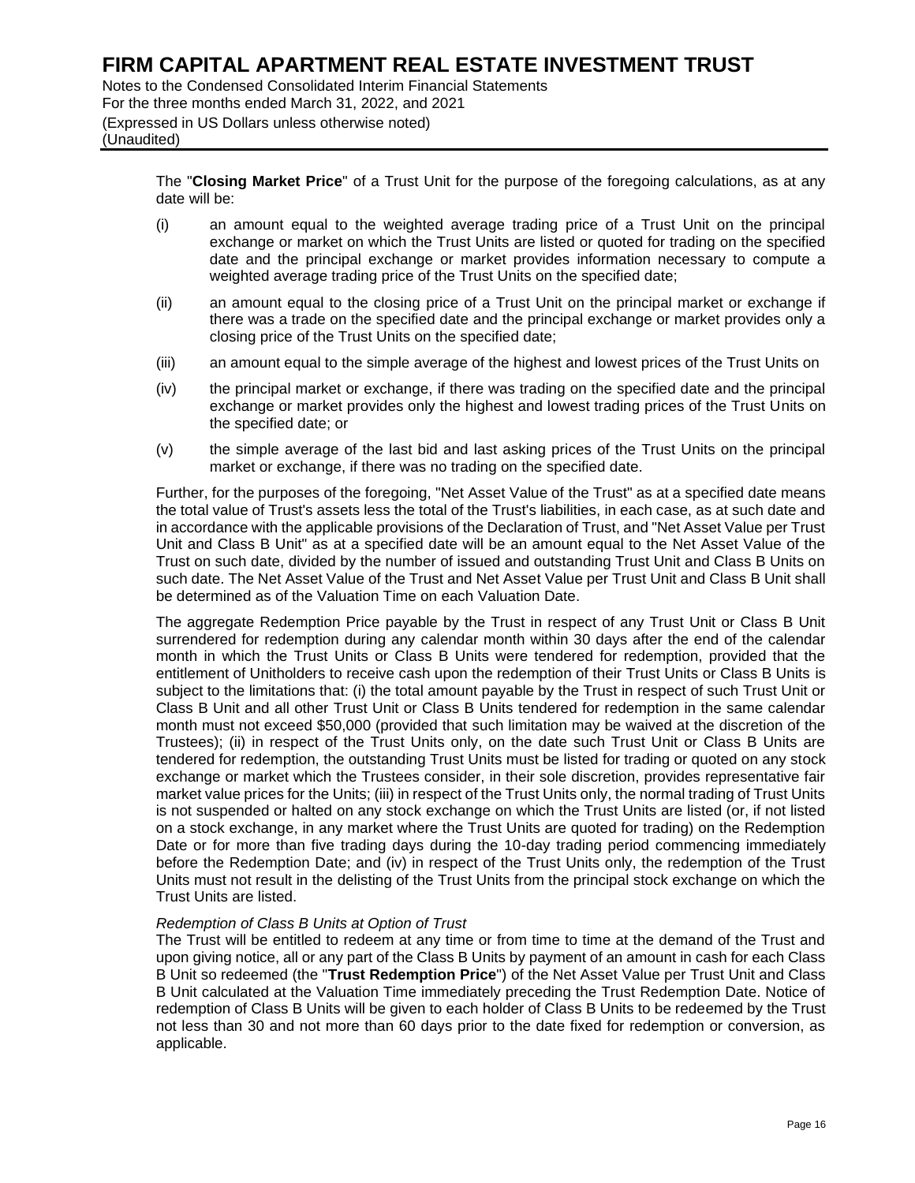The "**Closing Market Price**" of a Trust Unit for the purpose of the foregoing calculations, as at any date will be:

(i) an amount equal to the weighted average trading price of a Trust Unit on the principal exchange or market on which the Trust Units are listed or quoted for trading on the specified date and the principal exchange or market provides information necessary to compute a weighted average trading price of the Trust Units on the specified date;

(ii) an amount equal to the closing price of a Trust Unit on the principal market or exchange if there was a trade on the specified date and the principal exchange or market provides only a closing price of the Trust Units on the specified date;

(iii) an amount equal to the simple average of the highest and lowest prices of the Trust Units on

(iv) the principal market or exchange, if there was trading on the specified date and the principal exchange or market provides only the highest and lowest trading prices of the Trust Units on the specified date; or

(v) the simple average of the last bid and last asking prices of the Trust Units on the principal market or exchange, if there was no trading on the specified date.

Further, for the purposes of the foregoing, "Net Asset Value of the Trust" as at a specified date means the total value of Trust's assets less the total of the Trust's liabilities, in each case, as at such date and in accordance with the applicable provisions of the Declaration of Trust, and "Net Asset Value per Trust Unit and Class B Unit" as at a specified date will be an amount equal to the Net Asset Value of the Trust on such date, divided by the number of issued and outstanding Trust Unit and Class B Units on such date. The Net Asset Value of the Trust and Net Asset Value per Trust Unit and Class B Unit shall be determined as of the Valuation Time on each Valuation Date.

The aggregate Redemption Price payable by the Trust in respect of any Trust Unit or Class B Unit surrendered for redemption during any calendar month within 30 days after the end of the calendar month in which the Trust Units or Class B Units were tendered for redemption, provided that the entitlement of Unitholders to receive cash upon the redemption of their Trust Units or Class B Units is subject to the limitations that: (i) the total amount payable by the Trust in respect of such Trust Unit or Class B Unit and all other Trust Unit or Class B Units tendered for redemption in the same calendar month must not exceed $50,000 (provided that such limitation may be waived at the discretion of the Trustees); (ii) in respect of the Trust Units only, on the date such Trust Unit or Class B Units are tendered for redemption, the outstanding Trust Units must be listed for trading or quoted on any stock exchange or market which the Trustees consider, in their sole discretion, provides representative fair market value prices for the Units; (iii) in respect of the Trust Units only, the normal trading of Trust Units is not suspended or halted on any stock exchange on which the Trust Units are listed (or, if not listed on a stock exchange, in any market where the Trust Units are quoted for trading) on the Redemption Date or for more than five trading days during the 10-day trading period commencing immediately before the Redemption Date; and (iv) in respect of the Trust Units only, the redemption of the Trust Units must not result in the delisting of the Trust Units from the principal stock exchange on which the Trust Units are listed.

*Redemption of Class B Units at Option of Trust*

The Trust will be entitled to redeem at any time or from time to time at the demand of the Trust and upon giving notice, all or any part of the Class B Units by payment of an amount in cash for each Class B Unit so redeemed (the "**Trust Redemption Price**") of the Net Asset Value per Trust Unit and Class B Unit calculated at the Valuation Time immediately preceding the Trust Redemption Date. Notice of redemption of Class B Units will be given to each holder of Class B Units to be redeemed by the Trust not less than 30 and not more than 60 days prior to the date fixed for redemption or conversion, as applicable.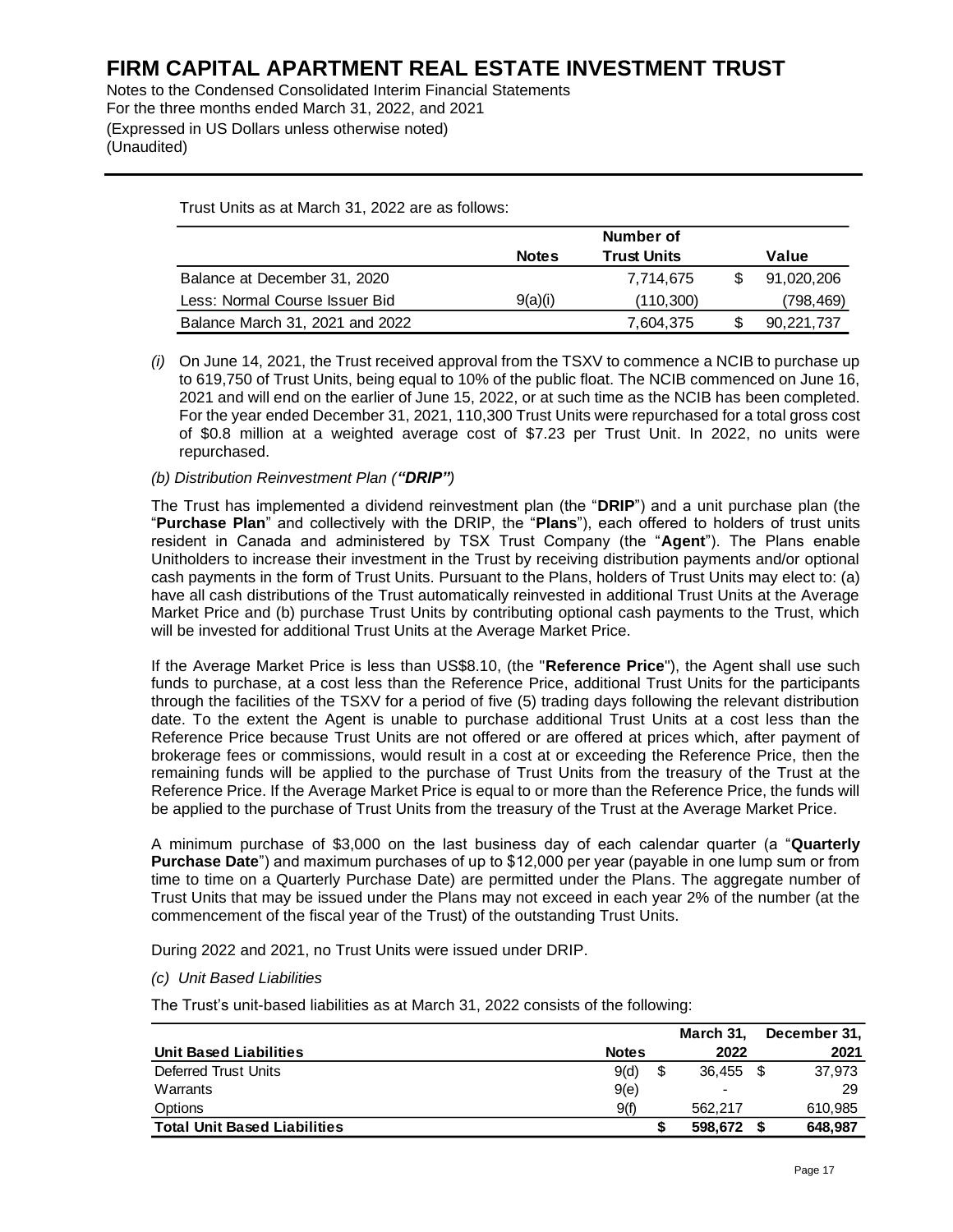Trust Units as at March 31, 2022 are as follows:

| | Notes | Number of Trust Units | | Value |
|---|---|---|---|---|
| Balance at December 31, 2020 | | 7,714,675 | $ | 91,020,206 |
| Less: Normal Course Issuer Bid | 9(a)(i) | (110,300) | | (798,469) |
| Balance March 31, 2021 and 2022 | | 7,604,375 | $ | 90,221,737 |

*(i)* On June 14, 2021, the Trust received approval from the TSXV to commence a NCIB to purchase up to 619,750 of Trust Units, being equal to 10% of the public float. The NCIB commenced on June 16, 2021 and will end on the earlier of June 15, 2022, or at such time as the NCIB has been completed. For the year ended December 31, 2021, 110,300 Trust Units were repurchased for a total gross cost of $0.8 million at a weighted average cost of $7.23 per Trust Unit. In 2022, no units were repurchased.

*(b) Distribution Reinvestment Plan (**"DRIP"**)*

The Trust has implemented a dividend reinvestment plan (the "**DRIP**") and a unit purchase plan (the "**Purchase Plan**" and collectively with the DRIP, the "**Plans**"), each offered to holders of trust units resident in Canada and administered by TSX Trust Company (the "**Agent**"). The Plans enable Unitholders to increase their investment in the Trust by receiving distribution payments and/or optional cash payments in the form of Trust Units. Pursuant to the Plans, holders of Trust Units may elect to: (a) have all cash distributions of the Trust automatically reinvested in additional Trust Units at the Average Market Price and (b) purchase Trust Units by contributing optional cash payments to the Trust, which will be invested for additional Trust Units at the Average Market Price.

If the Average Market Price is less than US$8.10, (the "**Reference Price**"), the Agent shall use such funds to purchase, at a cost less than the Reference Price, additional Trust Units for the participants through the facilities of the TSXV for a period of five (5) trading days following the relevant distribution date. To the extent the Agent is unable to purchase additional Trust Units at a cost less than the Reference Price because Trust Units are not offered or are offered at prices which, after payment of brokerage fees or commissions, would result in a cost at or exceeding the Reference Price, then the remaining funds will be applied to the purchase of Trust Units from the treasury of the Trust at the Reference Price. If the Average Market Price is equal to or more than the Reference Price, the funds will be applied to the purchase of Trust Units from the treasury of the Trust at the Average Market Price.

A minimum purchase of $3,000 on the last business day of each calendar quarter (a "**Quarterly Purchase Date**") and maximum purchases of up to $12,000 per year (payable in one lump sum or from time to time on a Quarterly Purchase Date) are permitted under the Plans. The aggregate number of Trust Units that may be issued under the Plans may not exceed in each year 2% of the number (at the commencement of the fiscal year of the Trust) of the outstanding Trust Units.

During 2022 and 2021, no Trust Units were issued under DRIP.

*(c) Unit Based Liabilities*

The Trust's unit-based liabilities as at March 31, 2022 consists of the following:

| Unit Based Liabilities | Notes | | March 31, 2022 | | December 31, 2021 |
|---|---|---|---|---|---|
| Deferred Trust Units | 9(d) | $ | 36,455 | $ | 37,973 |
| Warrants | 9(e) | | - | | 29 |
| Options | 9(f) | | 562,217 | | 610,985 |
| **Total Unit Based Liabilities** | | **$** | **598,672** | **$** | **648,987** |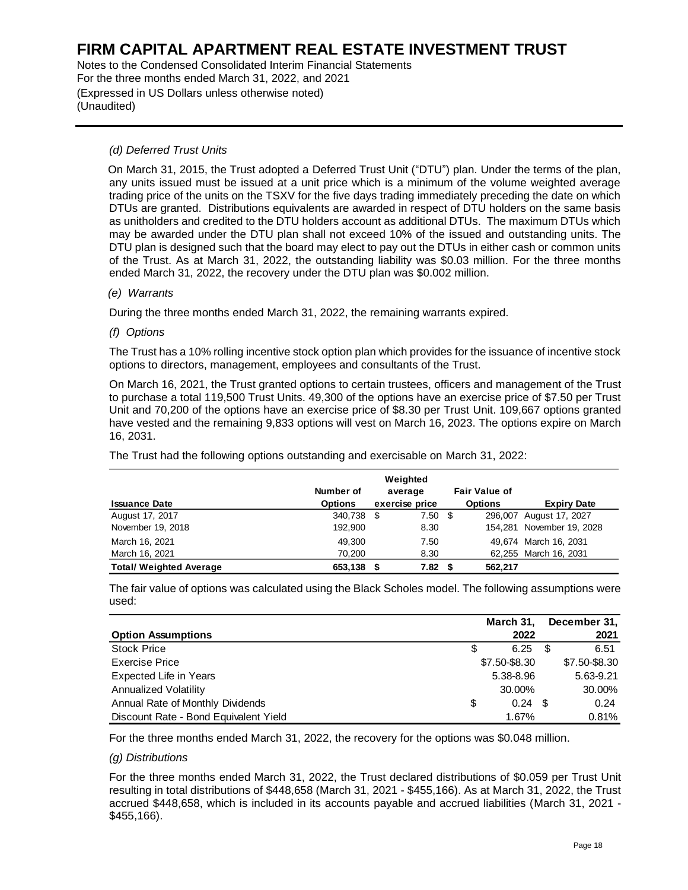### (d) Deferred Trust Units

On March 31, 2015, the Trust adopted a Deferred Trust Unit ("DTU") plan. Under the terms of the plan, any units issued must be issued at a unit price which is a minimum of the volume weighted average trading price of the units on the TSXV for the five days trading immediately preceding the date on which DTUs are granted. Distributions equivalents are awarded in respect of DTU holders on the same basis as unitholders and credited to the DTU holders account as additional DTUs. The maximum DTUs which may be awarded under the DTU plan shall not exceed 10% of the issued and outstanding units. The DTU plan is designed such that the board may elect to pay out the DTUs in either cash or common units of the Trust. As at March 31, 2022, the outstanding liability was \$0.03 million. For the three months ended March 31, 2022, the recovery under the DTU plan was \$0.002 million.

### (e) Warrants

During the three months ended March 31, 2022, the remaining warrants expired.

### (f) Options

The Trust has a 10% rolling incentive stock option plan which provides for the issuance of incentive stock options to directors, management, employees and consultants of the Trust.

On March 16, 2021, the Trust granted options to certain trustees, officers and management of the Trust to purchase a total 119,500 Trust Units. 49,300 of the options have an exercise price of \$7.50 per Trust Unit and 70,200 of the options have an exercise price of \$8.30 per Trust Unit. 109,667 options granted have vested and the remaining 9,833 options will vest on March 16, 2023. The options expire on March 16, 2031.

The Trust had the following options outstanding and exercisable on March 31, 2022:

| Issuance Date | Number of Options | Weighted average exercise price | Fair Value of Options | Expiry Date |
|---|---|---|---|---|
| August 17, 2017 | 340,738 | \$ 7.50 | \$ 296,007 | August 17, 2027 |
| November 19, 2018 | 192,900 | 8.30 | 154,281 | November 19, 2028 |
| March 16, 2021 | 49,300 | 7.50 | 49,674 | March 16, 2031 |
| March 16, 2021 | 70,200 | 8.30 | 62,255 | March 16, 2031 |
| **Total/ Weighted Average** | **653,138** | **\$ 7.82** | **\$ 562,217** | |

The fair value of options was calculated using the Black Scholes model. The following assumptions were used:

| Option Assumptions | March 31, 2022 | December 31, 2021 |
|---|---|---|
| Stock Price | \$ 6.25 | \$ 6.51 |
| Exercise Price | \$7.50-\$8.30 | \$7.50-\$8.30 |
| Expected Life in Years | 5.38-8.96 | 5.63-9.21 |
| Annualized Volatility | 30.00% | 30.00% |
| Annual Rate of Monthly Dividends | \$ 0.24 | \$ 0.24 |
| Discount Rate - Bond Equivalent Yield | 1.67% | 0.81% |

For the three months ended March 31, 2022, the recovery for the options was \$0.048 million.

### (g) Distributions

For the three months ended March 31, 2022, the Trust declared distributions of \$0.059 per Trust Unit resulting in total distributions of \$448,658 (March 31, 2021 - \$455,166). As at March 31, 2022, the Trust accrued \$448,658, which is included in its accounts payable and accrued liabilities (March 31, 2021 - \$455,166).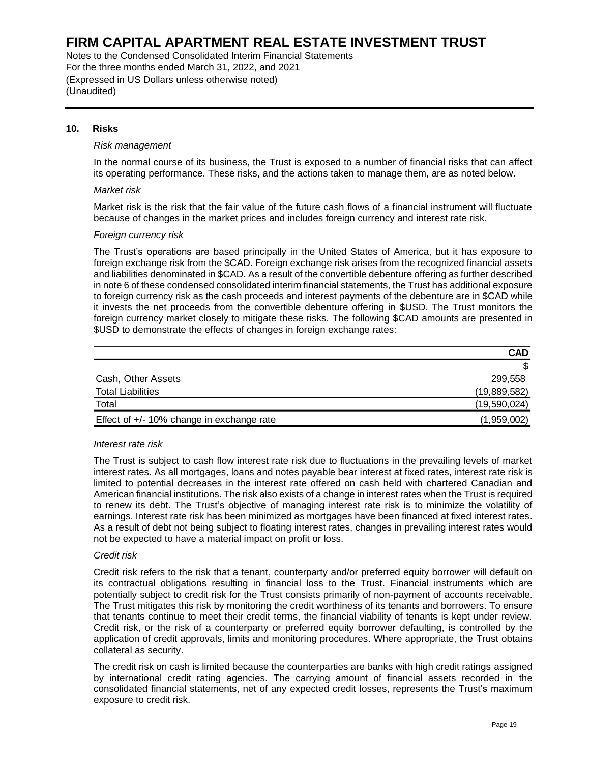# FIRM CAPITAL APARTMENT REAL ESTATE INVESTMENT TRUST

Notes to the Condensed Consolidated Interim Financial Statements
For the three months ended March 31, 2022, and 2021
(Expressed in US Dollars unless otherwise noted)
(Unaudited)

## 10. Risks

*Risk management*

In the normal course of its business, the Trust is exposed to a number of financial risks that can affect its operating performance. These risks, and the actions taken to manage them, are as noted below.

*Market risk*

Market risk is the risk that the fair value of the future cash flows of a financial instrument will fluctuate because of changes in the market prices and includes foreign currency and interest rate risk.

*Foreign currency risk*

The Trust's operations are based principally in the United States of America, but it has exposure to foreign exchange risk from the $CAD. Foreign exchange risk arises from the recognized financial assets and liabilities denominated in $CAD. As a result of the convertible debenture offering as further described in note 6 of these condensed consolidated interim financial statements, the Trust has additional exposure to foreign currency risk as the cash proceeds and interest payments of the debenture are in $CAD while it invests the net proceeds from the convertible debenture offering in $USD. The Trust monitors the foreign currency market closely to mitigate these risks. The following $CAD amounts are presented in $USD to demonstrate the effects of changes in foreign exchange rates:

| | **CAD** |
|---|---|
| | $ |
| Cash, Other Assets | 299,558 |
| Total Liabilities | (19,889,582) |
| Total | (19,590,024) |
| Effect of +/- 10% change in exchange rate | (1,959,002) |

*Interest rate risk*

The Trust is subject to cash flow interest rate risk due to fluctuations in the prevailing levels of market interest rates. As all mortgages, loans and notes payable bear interest at fixed rates, interest rate risk is limited to potential decreases in the interest rate offered on cash held with chartered Canadian and American financial institutions. The risk also exists of a change in interest rates when the Trust is required to renew its debt. The Trust's objective of managing interest rate risk is to minimize the volatility of earnings. Interest rate risk has been minimized as mortgages have been financed at fixed interest rates. As a result of debt not being subject to floating interest rates, changes in prevailing interest rates would not be expected to have a material impact on profit or loss.

*Credit risk*

Credit risk refers to the risk that a tenant, counterparty and/or preferred equity borrower will default on its contractual obligations resulting in financial loss to the Trust. Financial instruments which are potentially subject to credit risk for the Trust consists primarily of non-payment of accounts receivable. The Trust mitigates this risk by monitoring the credit worthiness of its tenants and borrowers. To ensure that tenants continue to meet their credit terms, the financial viability of tenants is kept under review. Credit risk, or the risk of a counterparty or preferred equity borrower defaulting, is controlled by the application of credit approvals, limits and monitoring procedures. Where appropriate, the Trust obtains collateral as security.

The credit risk on cash is limited because the counterparties are banks with high credit ratings assigned by international credit rating agencies. The carrying amount of financial assets recorded in the consolidated financial statements, net of any expected credit losses, represents the Trust's maximum exposure to credit risk.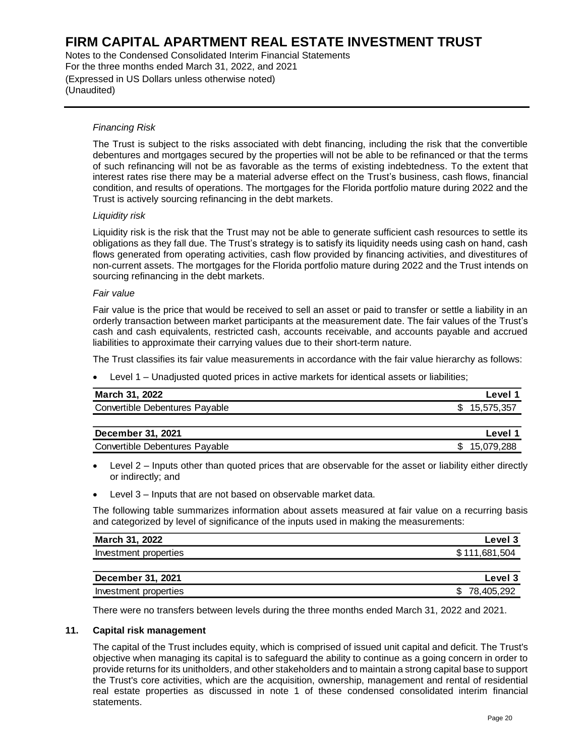*Financing Risk*

The Trust is subject to the risks associated with debt financing, including the risk that the convertible debentures and mortgages secured by the properties will not be able to be refinanced or that the terms of such refinancing will not be as favorable as the terms of existing indebtedness. To the extent that interest rates rise there may be a material adverse effect on the Trust's business, cash flows, financial condition, and results of operations. The mortgages for the Florida portfolio mature during 2022 and the Trust is actively sourcing refinancing in the debt markets.

*Liquidity risk*

Liquidity risk is the risk that the Trust may not be able to generate sufficient cash resources to settle its obligations as they fall due. The Trust's strategy is to satisfy its liquidity needs using cash on hand, cash flows generated from operating activities, cash flow provided by financing activities, and divestitures of non-current assets. The mortgages for the Florida portfolio mature during 2022 and the Trust intends on sourcing refinancing in the debt markets.

*Fair value*

Fair value is the price that would be received to sell an asset or paid to transfer or settle a liability in an orderly transaction between market participants at the measurement date. The fair values of the Trust's cash and cash equivalents, restricted cash, accounts receivable, and accounts payable and accrued liabilities to approximate their carrying values due to their short-term nature.

The Trust classifies its fair value measurements in accordance with the fair value hierarchy as follows:

- Level 1 – Unadjusted quoted prices in active markets for identical assets or liabilities;

| March 31, 2022 | Level 1 |
|---|---|
| Convertible Debentures Payable | $ 15,575,357 |

| December 31, 2021 | Level 1 |
|---|---|
| Convertible Debentures Payable | $ 15,079,288 |

- Level 2 – Inputs other than quoted prices that are observable for the asset or liability either directly or indirectly; and
- Level 3 – Inputs that are not based on observable market data.

The following table summarizes information about assets measured at fair value on a recurring basis and categorized by level of significance of the inputs used in making the measurements:

| March 31, 2022 | Level 3 |
|---|---|
| Investment properties | $ 111,681,504 |

| December 31, 2021 | Level 3 |
|---|---|
| Investment properties | $ 78,405,292 |

There were no transfers between levels during the three months ended March 31, 2022 and 2021.

## 11. Capital risk management

The capital of the Trust includes equity, which is comprised of issued unit capital and deficit. The Trust's objective when managing its capital is to safeguard the ability to continue as a going concern in order to provide returns for its unitholders, and other stakeholders and to maintain a strong capital base to support the Trust's core activities, which are the acquisition, ownership, management and rental of residential real estate properties as discussed in note 1 of these condensed consolidated interim financial statements.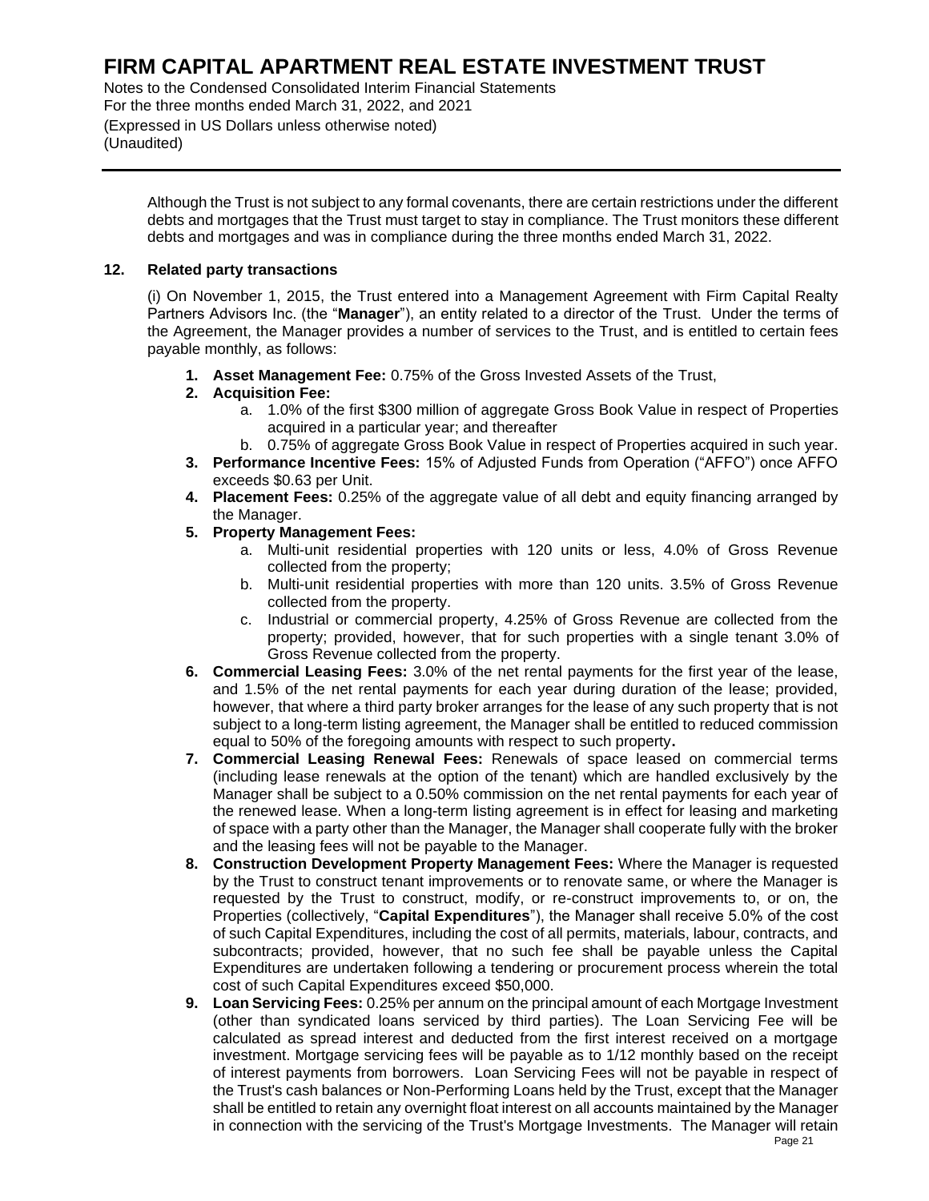Although the Trust is not subject to any formal covenants, there are certain restrictions under the different debts and mortgages that the Trust must target to stay in compliance. The Trust monitors these different debts and mortgages and was in compliance during the three months ended March 31, 2022.

## 12. Related party transactions

(i) On November 1, 2015, the Trust entered into a Management Agreement with Firm Capital Realty Partners Advisors Inc. (the "**Manager**"), an entity related to a director of the Trust. Under the terms of the Agreement, the Manager provides a number of services to the Trust, and is entitled to certain fees payable monthly, as follows:

1. **Asset Management Fee:** 0.75% of the Gross Invested Assets of the Trust,
2. **Acquisition Fee:**
   a. 1.0% of the first $300 million of aggregate Gross Book Value in respect of Properties acquired in a particular year; and thereafter
   b. 0.75% of aggregate Gross Book Value in respect of Properties acquired in such year.
3. **Performance Incentive Fees:** 15% of Adjusted Funds from Operation ("AFFO") once AFFO exceeds $0.63 per Unit.
4. **Placement Fees:** 0.25% of the aggregate value of all debt and equity financing arranged by the Manager.
5. **Property Management Fees:**
   a. Multi-unit residential properties with 120 units or less, 4.0% of Gross Revenue collected from the property;
   b. Multi-unit residential properties with more than 120 units. 3.5% of Gross Revenue collected from the property.
   c. Industrial or commercial property, 4.25% of Gross Revenue are collected from the property; provided, however, that for such properties with a single tenant 3.0% of Gross Revenue collected from the property.
6. **Commercial Leasing Fees:** 3.0% of the net rental payments for the first year of the lease, and 1.5% of the net rental payments for each year during duration of the lease; provided, however, that where a third party broker arranges for the lease of any such property that is not subject to a long-term listing agreement, the Manager shall be entitled to reduced commission equal to 50% of the foregoing amounts with respect to such property**.**
7. **Commercial Leasing Renewal Fees:** Renewals of space leased on commercial terms (including lease renewals at the option of the tenant) which are handled exclusively by the Manager shall be subject to a 0.50% commission on the net rental payments for each year of the renewed lease. When a long-term listing agreement is in effect for leasing and marketing of space with a party other than the Manager, the Manager shall cooperate fully with the broker and the leasing fees will not be payable to the Manager.
8. **Construction Development Property Management Fees:** Where the Manager is requested by the Trust to construct tenant improvements or to renovate same, or where the Manager is requested by the Trust to construct, modify, or re-construct improvements to, or on, the Properties (collectively, "**Capital Expenditures**"), the Manager shall receive 5.0% of the cost of such Capital Expenditures, including the cost of all permits, materials, labour, contracts, and subcontracts; provided, however, that no such fee shall be payable unless the Capital Expenditures are undertaken following a tendering or procurement process wherein the total cost of such Capital Expenditures exceed $50,000.
9. **Loan Servicing Fees:** 0.25% per annum on the principal amount of each Mortgage Investment (other than syndicated loans serviced by third parties). The Loan Servicing Fee will be calculated as spread interest and deducted from the first interest received on a mortgage investment. Mortgage servicing fees will be payable as to 1/12 monthly based on the receipt of interest payments from borrowers. Loan Servicing Fees will not be payable in respect of the Trust's cash balances or Non-Performing Loans held by the Trust, except that the Manager shall be entitled to retain any overnight float interest on all accounts maintained by the Manager in connection with the servicing of the Trust's Mortgage Investments. The Manager will retain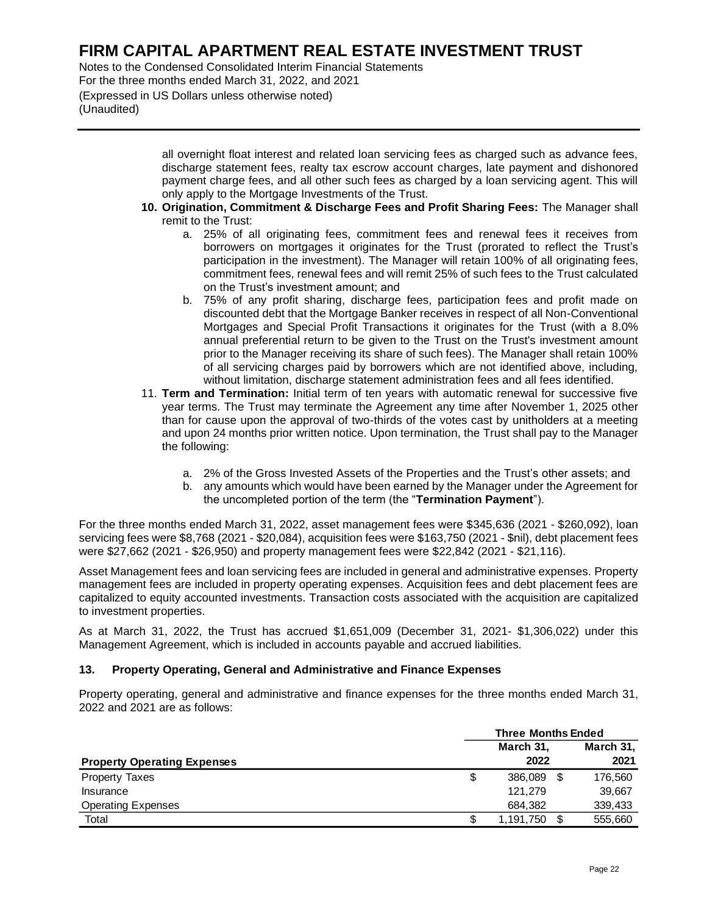all overnight float interest and related loan servicing fees as charged such as advance fees, discharge statement fees, realty tax escrow account charges, late payment and dishonored payment charge fees, and all other such fees as charged by a loan servicing agent. This will only apply to the Mortgage Investments of the Trust.

10. **Origination, Commitment & Discharge Fees and Profit Sharing Fees:** The Manager shall remit to the Trust:
    a. 25% of all originating fees, commitment fees and renewal fees it receives from borrowers on mortgages it originates for the Trust (prorated to reflect the Trust's participation in the investment). The Manager will retain 100% of all originating fees, commitment fees, renewal fees and will remit 25% of such fees to the Trust calculated on the Trust's investment amount; and
    b. 75% of any profit sharing, discharge fees, participation fees and profit made on discounted debt that the Mortgage Banker receives in respect of all Non-Conventional Mortgages and Special Profit Transactions it originates for the Trust (with a 8.0% annual preferential return to be given to the Trust on the Trust's investment amount prior to the Manager receiving its share of such fees). The Manager shall retain 100% of all servicing charges paid by borrowers which are not identified above, including, without limitation, discharge statement administration fees and all fees identified.
11. **Term and Termination:** Initial term of ten years with automatic renewal for successive five year terms. The Trust may terminate the Agreement any time after November 1, 2025 other than for cause upon the approval of two-thirds of the votes cast by unitholders at a meeting and upon 24 months prior written notice. Upon termination, the Trust shall pay to the Manager the following:
    a. 2% of the Gross Invested Assets of the Properties and the Trust's other assets; and
    b. any amounts which would have been earned by the Manager under the Agreement for the uncompleted portion of the term (the "**Termination Payment**").

For the three months ended March 31, 2022, asset management fees were $345,636 (2021 - $260,092), loan servicing fees were $8,768 (2021 - $20,084), acquisition fees were $163,750 (2021 - $nil), debt placement fees were $27,662 (2021 - $26,950) and property management fees were $22,842 (2021 - $21,116).

Asset Management fees and loan servicing fees are included in general and administrative expenses. Property management fees are included in property operating expenses. Acquisition fees and debt placement fees are capitalized to equity accounted investments. Transaction costs associated with the acquisition are capitalized to investment properties.

As at March 31, 2022, the Trust has accrued $1,651,009 (December 31, 2021- $1,306,022) under this Management Agreement, which is included in accounts payable and accrued liabilities.

## 13. Property Operating, General and Administrative and Finance Expenses

Property operating, general and administrative and finance expenses for the three months ended March 31, 2022 and 2021 are as follows:

| | Three Months Ended | |
|---|---|---|
| **Property Operating Expenses** | **March 31, 2022** | **March 31, 2021** |
| Property Taxes | $ 386,089 | $ 176,560 |
| Insurance | 121,279 | 39,667 |
| Operating Expenses | 684,382 | 339,433 |
| Total | $ 1,191,750 | $ 555,660 |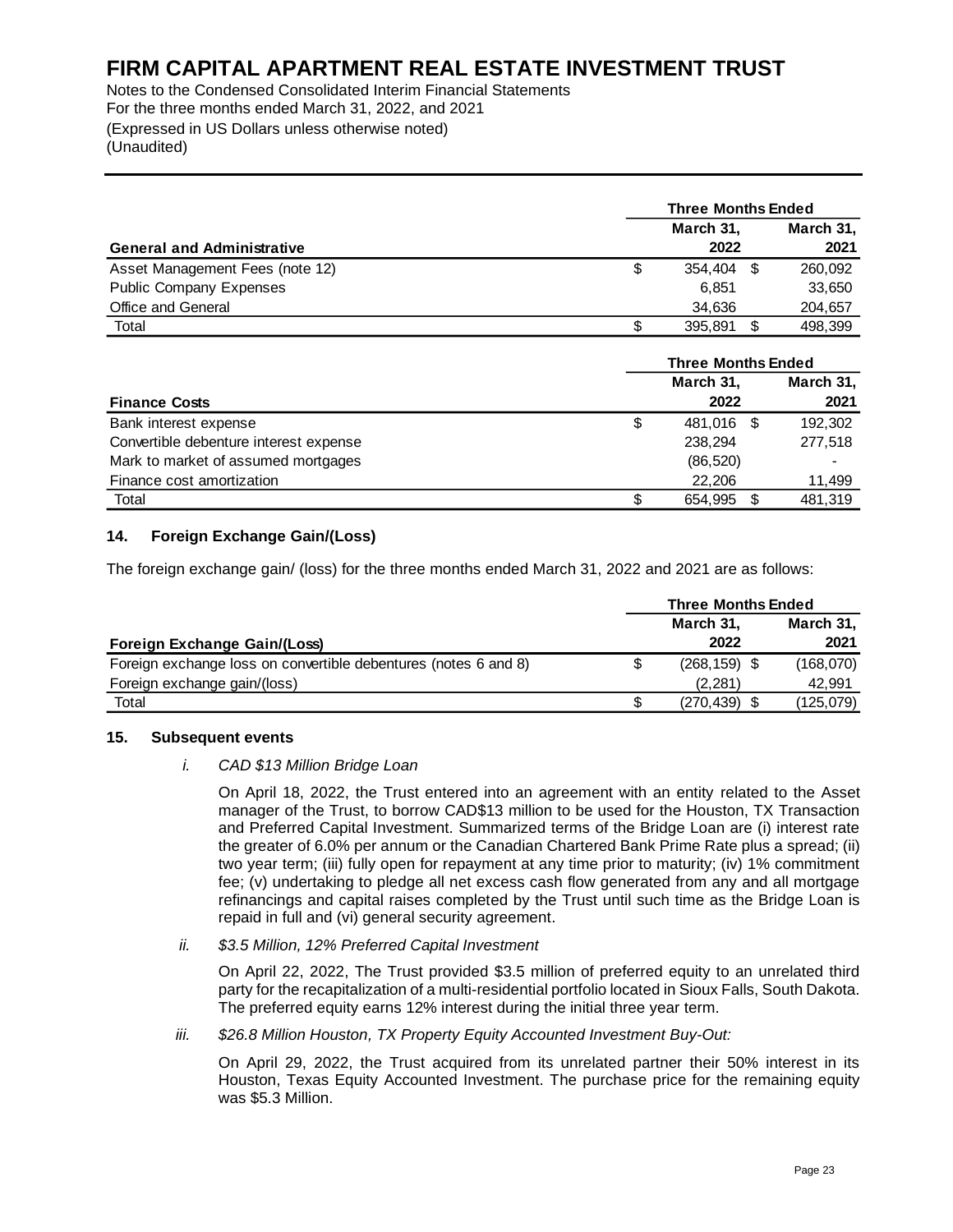# FIRM CAPITAL APARTMENT REAL ESTATE INVESTMENT TRUST

Notes to the Condensed Consolidated Interim Financial Statements
For the three months ended March 31, 2022, and 2021
(Expressed in US Dollars unless otherwise noted)
(Unaudited)

| | Three Months Ended | |
|---|---|---|
| **General and Administrative** | **March 31, 2022** | **March 31, 2021** |
| Asset Management Fees (note 12) | $ 354,404 | $ 260,092 |
| Public Company Expenses | 6,851 | 33,650 |
| Office and General | 34,636 | 204,657 |
| Total | $ 395,891 | $ 498,399 |

| | Three Months Ended | |
|---|---|---|
| **Finance Costs** | **March 31, 2022** | **March 31, 2021** |
| Bank interest expense | $ 481,016 | $ 192,302 |
| Convertible debenture interest expense | 238,294 | 277,518 |
| Mark to market of assumed mortgages | (86,520) | - |
| Finance cost amortization | 22,206 | 11,499 |
| Total | $ 654,995 | $ 481,319 |

## 14. Foreign Exchange Gain/(Loss)

The foreign exchange gain/ (loss) for the three months ended March 31, 2022 and 2021 are as follows:

| | Three Months Ended | |
|---|---|---|
| **Foreign Exchange Gain/(Loss)** | **March 31, 2022** | **March 31, 2021** |
| Foreign exchange loss on convertible debentures (notes 6 and 8) | $ (268,159) | $ (168,070) |
| Foreign exchange gain/(loss) | (2,281) | 42,991 |
| Total | $ (270,439) | $ (125,079) |

## 15. Subsequent events

*i. CAD $13 Million Bridge Loan*

On April 18, 2022, the Trust entered into an agreement with an entity related to the Asset manager of the Trust, to borrow CAD$13 million to be used for the Houston, TX Transaction and Preferred Capital Investment. Summarized terms of the Bridge Loan are (i) interest rate the greater of 6.0% per annum or the Canadian Chartered Bank Prime Rate plus a spread; (ii) two year term; (iii) fully open for repayment at any time prior to maturity; (iv) 1% commitment fee; (v) undertaking to pledge all net excess cash flow generated from any and all mortgage refinancings and capital raises completed by the Trust until such time as the Bridge Loan is repaid in full and (vi) general security agreement.

*ii. $3.5 Million, 12% Preferred Capital Investment*

On April 22, 2022, The Trust provided $3.5 million of preferred equity to an unrelated third party for the recapitalization of a multi-residential portfolio located in Sioux Falls, South Dakota. The preferred equity earns 12% interest during the initial three year term.

*iii. $26.8 Million Houston, TX Property Equity Accounted Investment Buy-Out:*

On April 29, 2022, the Trust acquired from its unrelated partner their 50% interest in its Houston, Texas Equity Accounted Investment. The purchase price for the remaining equity was $5.3 Million.